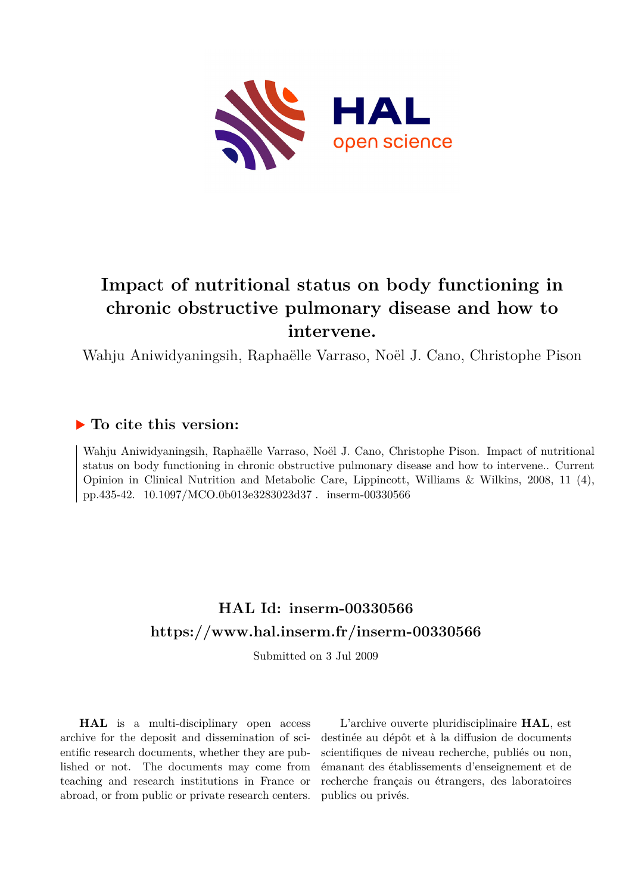# Impact of nutritional status on body functioning in chronic obstructive pulmonary disease and how to intervene.

Wahju Aniwidyaningsih, Raphaëlle Varraso, Noël J. Cano, Christophe Pison

## ▶ To cite this version:

Wahju Aniwidyaningsih, Raphaëlle Varraso, Noël J. Cano, Christophe Pison. Impact of nutritional status on body functioning in chronic obstructive pulmonary disease and how to intervene.. Current Opinion in Clinical Nutrition and Metabolic Care, Lippincott, Williams & Wilkins, 2008, 11 (4), pp.435-42. 10.1097/MCO.0b013e3283023d37 . inserm-00330566

## HAL Id: inserm-00330566

## https://www.hal.inserm.fr/inserm-00330566

Submitted on 3 Jul 2009

**HAL** is a multi-disciplinary open access archive for the deposit and dissemination of scientific research documents, whether they are published or not. The documents may come from teaching and research institutions in France or abroad, or from public or private research centers.

L'archive ouverte pluridisciplinaire **HAL**, est destinée au dépôt et à la diffusion de documents scientifiques de niveau recherche, publiés ou non, émanant des établissements d'enseignement et de recherche français ou étrangers, des laboratoires publics ou privés.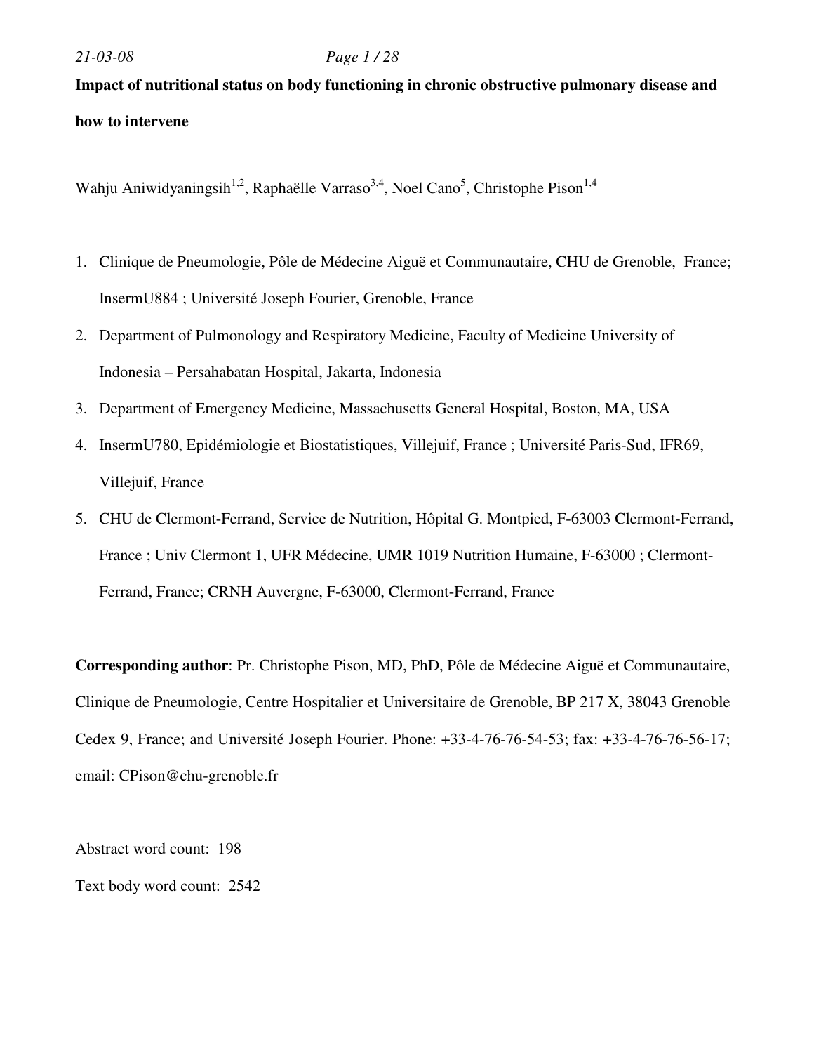**Impact of nutritional status on body functioning in chronic obstructive pulmonary disease and how to intervene**

Wahju Aniwidyaningsih[1,2], Raphaëlle Varraso[3,4], Noel Cano[5], Christophe Pison[1,4]

1. Clinique de Pneumologie, Pôle de Médecine Aiguë et Communautaire, CHU de Grenoble, France; InsermU884 ; Université Joseph Fourier, Grenoble, France
2. Department of Pulmonology and Respiratory Medicine, Faculty of Medicine University of Indonesia – Persahabatan Hospital, Jakarta, Indonesia
3. Department of Emergency Medicine, Massachusetts General Hospital, Boston, MA, USA
4. InsermU780, Epidémiologie et Biostatistiques, Villejuif, France ; Université Paris-Sud, IFR69, Villejuif, France
5. CHU de Clermont-Ferrand, Service de Nutrition, Hôpital G. Montpied, F-63003 Clermont-Ferrand, France ; Univ Clermont 1, UFR Médecine, UMR 1019 Nutrition Humaine, F-63000 ; Clermont-Ferrand, France; CRNH Auvergne, F-63000, Clermont-Ferrand, France

**Corresponding author**: Pr. Christophe Pison, MD, PhD, Pôle de Médecine Aiguë et Communautaire, Clinique de Pneumologie, Centre Hospitalier et Universitaire de Grenoble, BP 217 X, 38043 Grenoble Cedex 9, France; and Université Joseph Fourier. Phone: +33-4-76-76-54-53; fax: +33-4-76-76-56-17; email: CPison@chu-grenoble.fr

Abstract word count: 198

Text body word count: 2542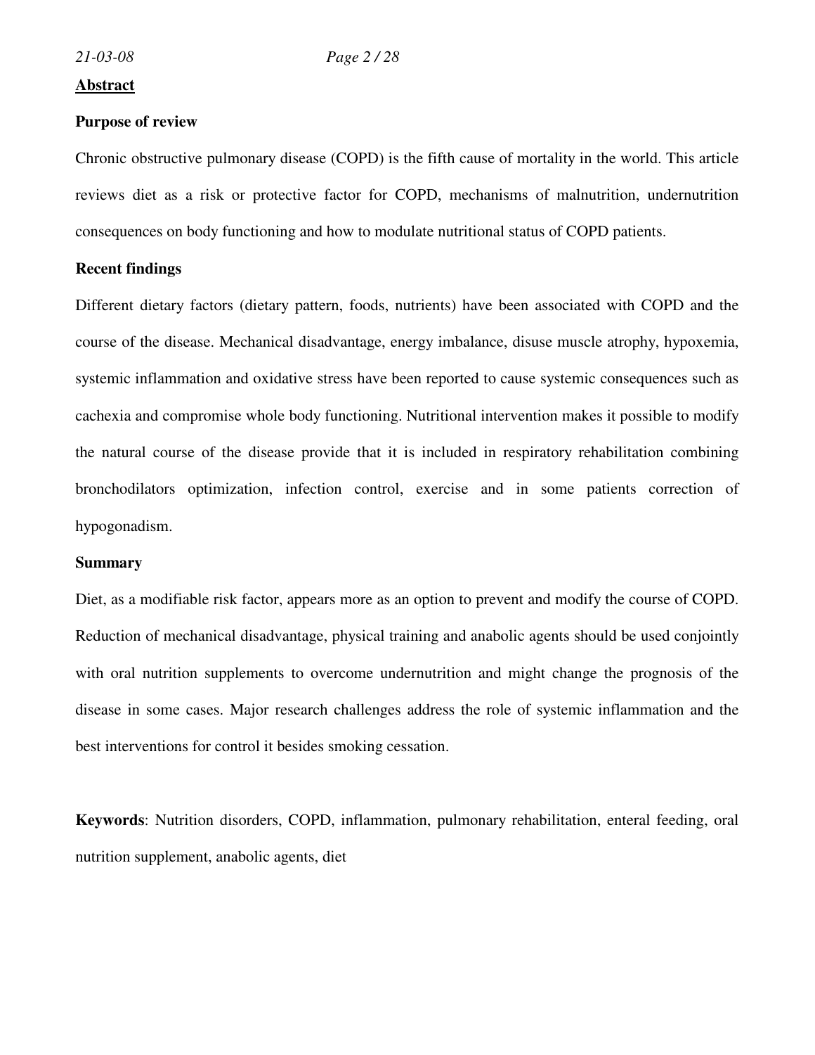## Abstract

### Purpose of review

Chronic obstructive pulmonary disease (COPD) is the fifth cause of mortality in the world. This article reviews diet as a risk or protective factor for COPD, mechanisms of malnutrition, undernutrition consequences on body functioning and how to modulate nutritional status of COPD patients.

### Recent findings

Different dietary factors (dietary pattern, foods, nutrients) have been associated with COPD and the course of the disease. Mechanical disadvantage, energy imbalance, disuse muscle atrophy, hypoxemia, systemic inflammation and oxidative stress have been reported to cause systemic consequences such as cachexia and compromise whole body functioning. Nutritional intervention makes it possible to modify the natural course of the disease provide that it is included in respiratory rehabilitation combining bronchodilators optimization, infection control, exercise and in some patients correction of hypogonadism.

### Summary

Diet, as a modifiable risk factor, appears more as an option to prevent and modify the course of COPD. Reduction of mechanical disadvantage, physical training and anabolic agents should be used conjointly with oral nutrition supplements to overcome undernutrition and might change the prognosis of the disease in some cases. Major research challenges address the role of systemic inflammation and the best interventions for control it besides smoking cessation.

**Keywords**: Nutrition disorders, COPD, inflammation, pulmonary rehabilitation, enteral feeding, oral nutrition supplement, anabolic agents, diet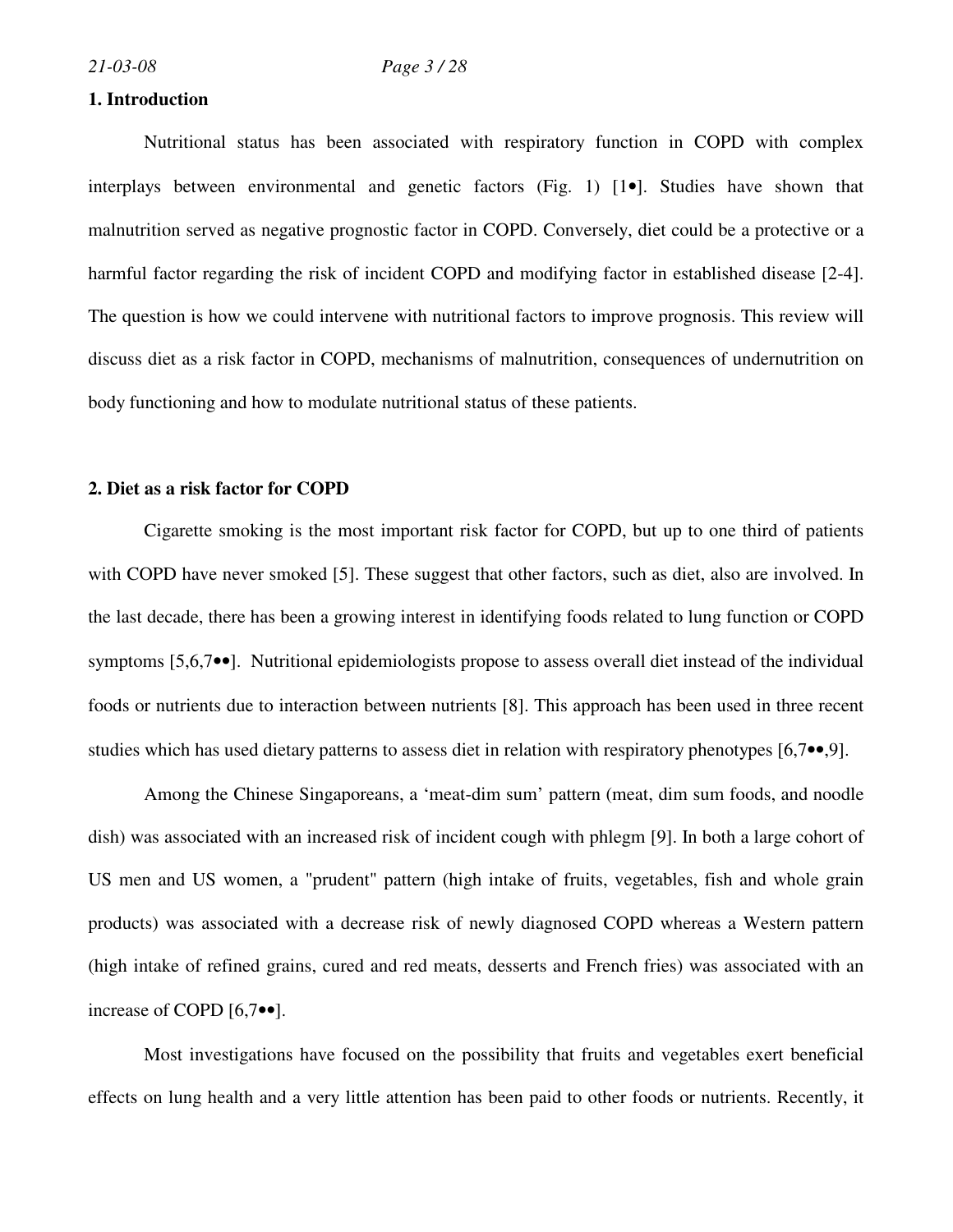## 1. Introduction

Nutritional status has been associated with respiratory function in COPD with complex interplays between environmental and genetic factors (Fig. 1) [1•]. Studies have shown that malnutrition served as negative prognostic factor in COPD. Conversely, diet could be a protective or a harmful factor regarding the risk of incident COPD and modifying factor in established disease [2-4]. The question is how we could intervene with nutritional factors to improve prognosis. This review will discuss diet as a risk factor in COPD, mechanisms of malnutrition, consequences of undernutrition on body functioning and how to modulate nutritional status of these patients.

## 2. Diet as a risk factor for COPD

Cigarette smoking is the most important risk factor for COPD, but up to one third of patients with COPD have never smoked [5]. These suggest that other factors, such as diet, also are involved. In the last decade, there has been a growing interest in identifying foods related to lung function or COPD symptoms [5,6,7••]. Nutritional epidemiologists propose to assess overall diet instead of the individual foods or nutrients due to interaction between nutrients [8]. This approach has been used in three recent studies which has used dietary patterns to assess diet in relation with respiratory phenotypes [6,7••,9].

Among the Chinese Singaporeans, a 'meat-dim sum' pattern (meat, dim sum foods, and noodle dish) was associated with an increased risk of incident cough with phlegm [9]. In both a large cohort of US men and US women, a "prudent" pattern (high intake of fruits, vegetables, fish and whole grain products) was associated with a decrease risk of newly diagnosed COPD whereas a Western pattern (high intake of refined grains, cured and red meats, desserts and French fries) was associated with an increase of COPD [6,7••].

Most investigations have focused on the possibility that fruits and vegetables exert beneficial effects on lung health and a very little attention has been paid to other foods or nutrients. Recently, it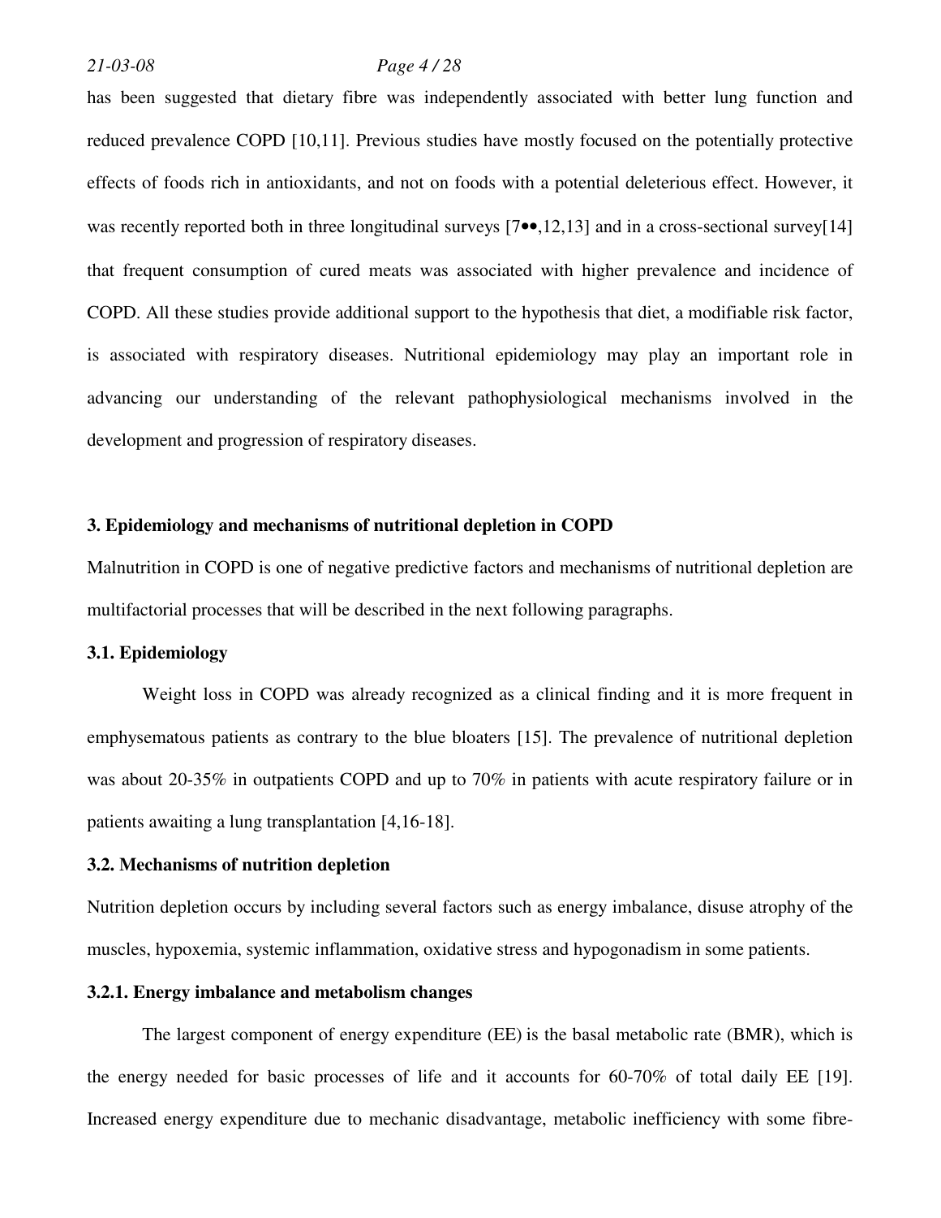has been suggested that dietary fibre was independently associated with better lung function and reduced prevalence COPD [10,11]. Previous studies have mostly focused on the potentially protective effects of foods rich in antioxidants, and not on foods with a potential deleterious effect. However, it was recently reported both in three longitudinal surveys [7••,12,13] and in a cross-sectional survey[14] that frequent consumption of cured meats was associated with higher prevalence and incidence of COPD. All these studies provide additional support to the hypothesis that diet, a modifiable risk factor, is associated with respiratory diseases. Nutritional epidemiology may play an important role in advancing our understanding of the relevant pathophysiological mechanisms involved in the development and progression of respiratory diseases.

## 3. Epidemiology and mechanisms of nutritional depletion in COPD

Malnutrition in COPD is one of negative predictive factors and mechanisms of nutritional depletion are multifactorial processes that will be described in the next following paragraphs.

### 3.1. Epidemiology

Weight loss in COPD was already recognized as a clinical finding and it is more frequent in emphysematous patients as contrary to the blue bloaters [15]. The prevalence of nutritional depletion was about 20-35% in outpatients COPD and up to 70% in patients with acute respiratory failure or in patients awaiting a lung transplantation [4,16-18].

### 3.2. Mechanisms of nutrition depletion

Nutrition depletion occurs by including several factors such as energy imbalance, disuse atrophy of the muscles, hypoxemia, systemic inflammation, oxidative stress and hypogonadism in some patients.

#### 3.2.1. Energy imbalance and metabolism changes

The largest component of energy expenditure (EE) is the basal metabolic rate (BMR), which is the energy needed for basic processes of life and it accounts for 60-70% of total daily EE [19]. Increased energy expenditure due to mechanic disadvantage, metabolic inefficiency with some fibre-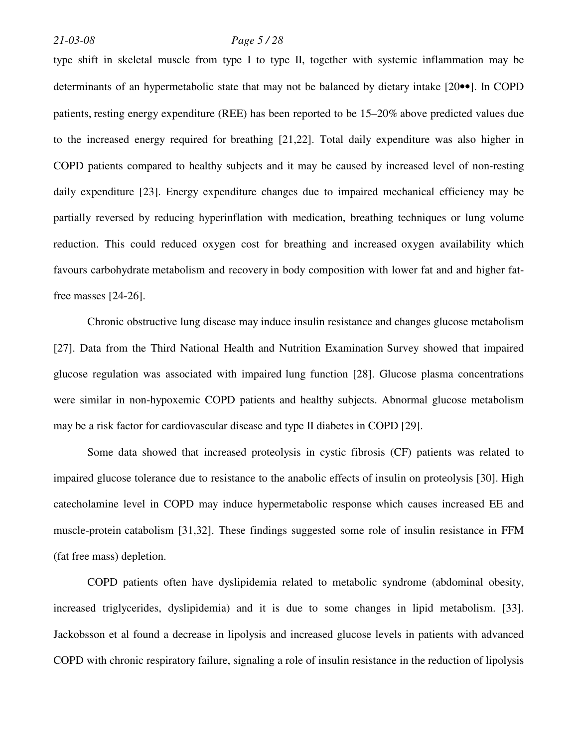type shift in skeletal muscle from type I to type II, together with systemic inflammation may be determinants of an hypermetabolic state that may not be balanced by dietary intake [20••]. In COPD patients, resting energy expenditure (REE) has been reported to be 15–20% above predicted values due to the increased energy required for breathing [21,22]. Total daily expenditure was also higher in COPD patients compared to healthy subjects and it may be caused by increased level of non-resting daily expenditure [23]. Energy expenditure changes due to impaired mechanical efficiency may be partially reversed by reducing hyperinflation with medication, breathing techniques or lung volume reduction. This could reduced oxygen cost for breathing and increased oxygen availability which favours carbohydrate metabolism and recovery in body composition with lower fat and and higher fat-free masses [24-26].

Chronic obstructive lung disease may induce insulin resistance and changes glucose metabolism [27]. Data from the Third National Health and Nutrition Examination Survey showed that impaired glucose regulation was associated with impaired lung function [28]. Glucose plasma concentrations were similar in non-hypoxemic COPD patients and healthy subjects. Abnormal glucose metabolism may be a risk factor for cardiovascular disease and type II diabetes in COPD [29].

Some data showed that increased proteolysis in cystic fibrosis (CF) patients was related to impaired glucose tolerance due to resistance to the anabolic effects of insulin on proteolysis [30]. High catecholamine level in COPD may induce hypermetabolic response which causes increased EE and muscle-protein catabolism [31,32]. These findings suggested some role of insulin resistance in FFM (fat free mass) depletion.

COPD patients often have dyslipidemia related to metabolic syndrome (abdominal obesity, increased triglycerides, dyslipidemia) and it is due to some changes in lipid metabolism. [33]. Jackobsson et al found a decrease in lipolysis and increased glucose levels in patients with advanced COPD with chronic respiratory failure, signaling a role of insulin resistance in the reduction of lipolysis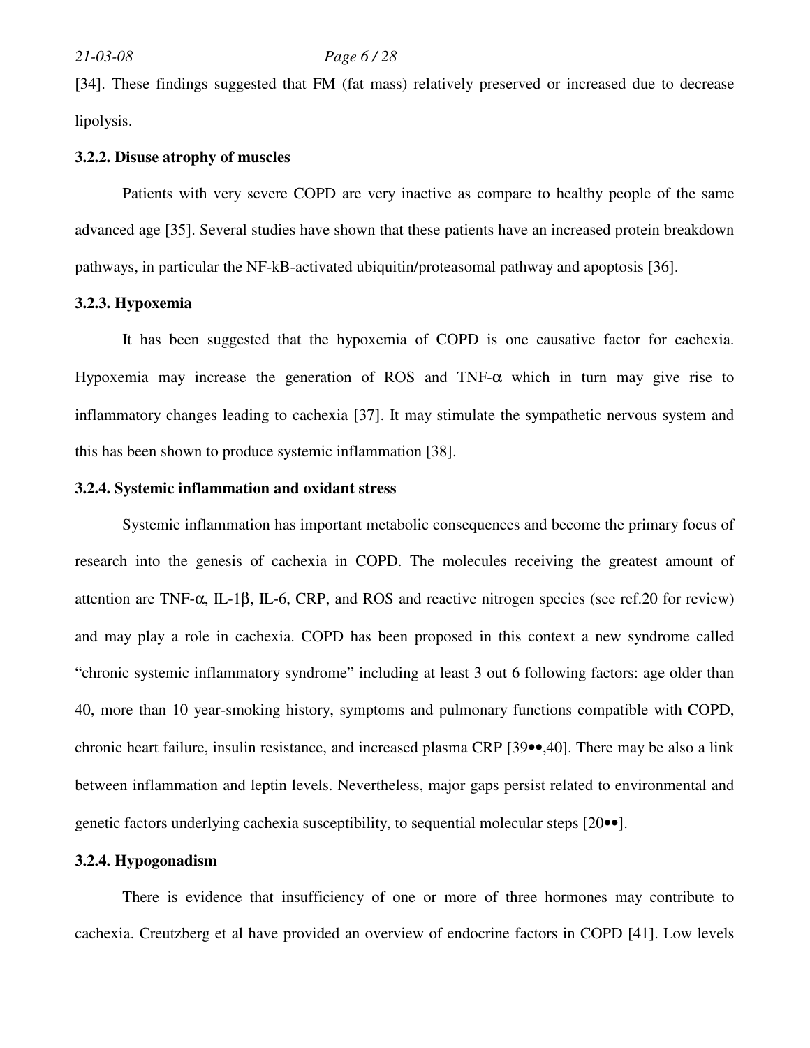[34]. These findings suggested that FM (fat mass) relatively preserved or increased due to decrease lipolysis.

### 3.2.2. Disuse atrophy of muscles

Patients with very severe COPD are very inactive as compare to healthy people of the same advanced age [35]. Several studies have shown that these patients have an increased protein breakdown pathways, in particular the NF-kB-activated ubiquitin/proteasomal pathway and apoptosis [36].

### 3.2.3. Hypoxemia

It has been suggested that the hypoxemia of COPD is one causative factor for cachexia. Hypoxemia may increase the generation of ROS and TNF-$\alpha$ which in turn may give rise to inflammatory changes leading to cachexia [37]. It may stimulate the sympathetic nervous system and this has been shown to produce systemic inflammation [38].

### 3.2.4. Systemic inflammation and oxidant stress

Systemic inflammation has important metabolic consequences and become the primary focus of research into the genesis of cachexia in COPD. The molecules receiving the greatest amount of attention are TNF-$\alpha$, IL-1$\beta$, IL-6, CRP, and ROS and reactive nitrogen species (see ref.20 for review) and may play a role in cachexia. COPD has been proposed in this context a new syndrome called "chronic systemic inflammatory syndrome" including at least 3 out 6 following factors: age older than 40, more than 10 year-smoking history, symptoms and pulmonary functions compatible with COPD, chronic heart failure, insulin resistance, and increased plasma CRP [39••,40]. There may be also a link between inflammation and leptin levels. Nevertheless, major gaps persist related to environmental and genetic factors underlying cachexia susceptibility, to sequential molecular steps [20••].

### 3.2.4. Hypogonadism

There is evidence that insufficiency of one or more of three hormones may contribute to cachexia. Creutzberg et al have provided an overview of endocrine factors in COPD [41]. Low levels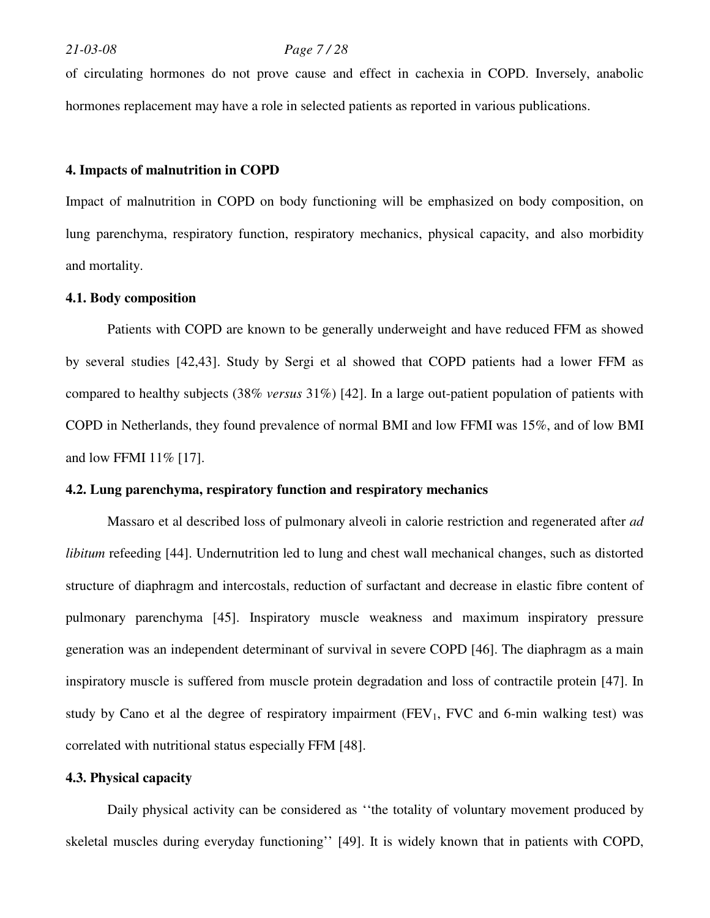of circulating hormones do not prove cause and effect in cachexia in COPD. Inversely, anabolic hormones replacement may have a role in selected patients as reported in various publications.

## 4. Impacts of malnutrition in COPD

Impact of malnutrition in COPD on body functioning will be emphasized on body composition, on lung parenchyma, respiratory function, respiratory mechanics, physical capacity, and also morbidity and mortality.

### 4.1. Body composition

Patients with COPD are known to be generally underweight and have reduced FFM as showed by several studies [42,43]. Study by Sergi et al showed that COPD patients had a lower FFM as compared to healthy subjects (38% *versus* 31%) [42]. In a large out-patient population of patients with COPD in Netherlands, they found prevalence of normal BMI and low FFMI was 15%, and of low BMI and low FFMI 11% [17].

### 4.2. Lung parenchyma, respiratory function and respiratory mechanics

Massaro et al described loss of pulmonary alveoli in calorie restriction and regenerated after *ad libitum* refeeding [44]. Undernutrition led to lung and chest wall mechanical changes, such as distorted structure of diaphragm and intercostals, reduction of surfactant and decrease in elastic fibre content of pulmonary parenchyma [45]. Inspiratory muscle weakness and maximum inspiratory pressure generation was an independent determinant of survival in severe COPD [46]. The diaphragm as a main inspiratory muscle is suffered from muscle protein degradation and loss of contractile protein [47]. In study by Cano et al the degree of respiratory impairment ($FEV_1$, FVC and 6-min walking test) was correlated with nutritional status especially FFM [48].

### 4.3. Physical capacity

Daily physical activity can be considered as ''the totality of voluntary movement produced by skeletal muscles during everyday functioning'' [49]. It is widely known that in patients with COPD,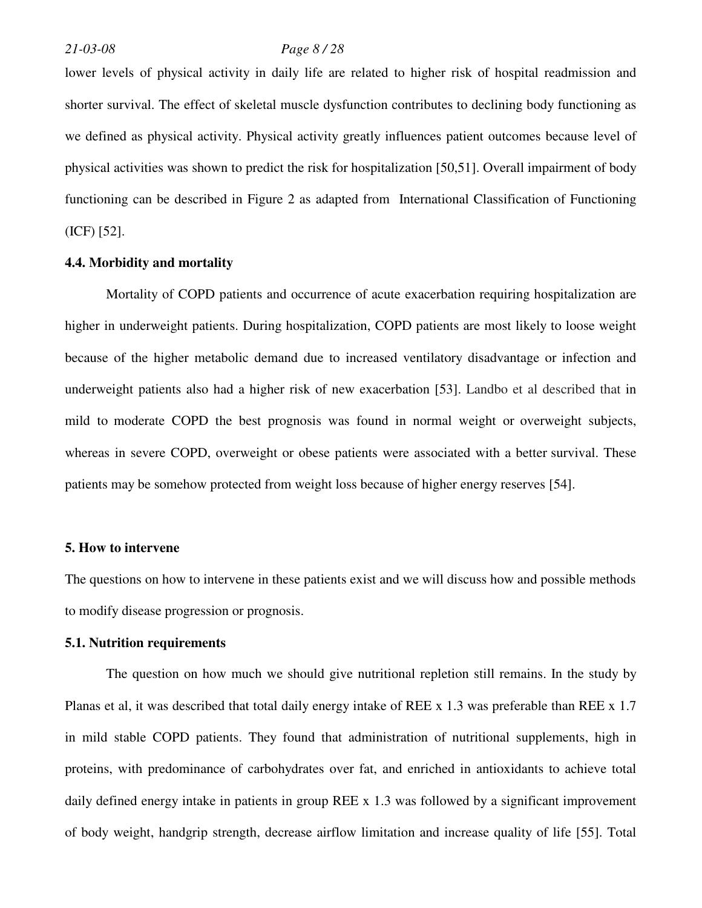lower levels of physical activity in daily life are related to higher risk of hospital readmission and shorter survival. The effect of skeletal muscle dysfunction contributes to declining body functioning as we defined as physical activity. Physical activity greatly influences patient outcomes because level of physical activities was shown to predict the risk for hospitalization [50,51]. Overall impairment of body functioning can be described in Figure 2 as adapted from International Classification of Functioning (ICF) [52].

### 4.4. Morbidity and mortality

Mortality of COPD patients and occurrence of acute exacerbation requiring hospitalization are higher in underweight patients. During hospitalization, COPD patients are most likely to loose weight because of the higher metabolic demand due to increased ventilatory disadvantage or infection and underweight patients also had a higher risk of new exacerbation [53]. Landbo et al described that in mild to moderate COPD the best prognosis was found in normal weight or overweight subjects, whereas in severe COPD, overweight or obese patients were associated with a better survival. These patients may be somehow protected from weight loss because of higher energy reserves [54].

## 5. How to intervene

The questions on how to intervene in these patients exist and we will discuss how and possible methods to modify disease progression or prognosis.

### 5.1. Nutrition requirements

The question on how much we should give nutritional repletion still remains. In the study by Planas et al, it was described that total daily energy intake of REE x 1.3 was preferable than REE x 1.7 in mild stable COPD patients. They found that administration of nutritional supplements, high in proteins, with predominance of carbohydrates over fat, and enriched in antioxidants to achieve total daily defined energy intake in patients in group REE x 1.3 was followed by a significant improvement of body weight, handgrip strength, decrease airflow limitation and increase quality of life [55]. Total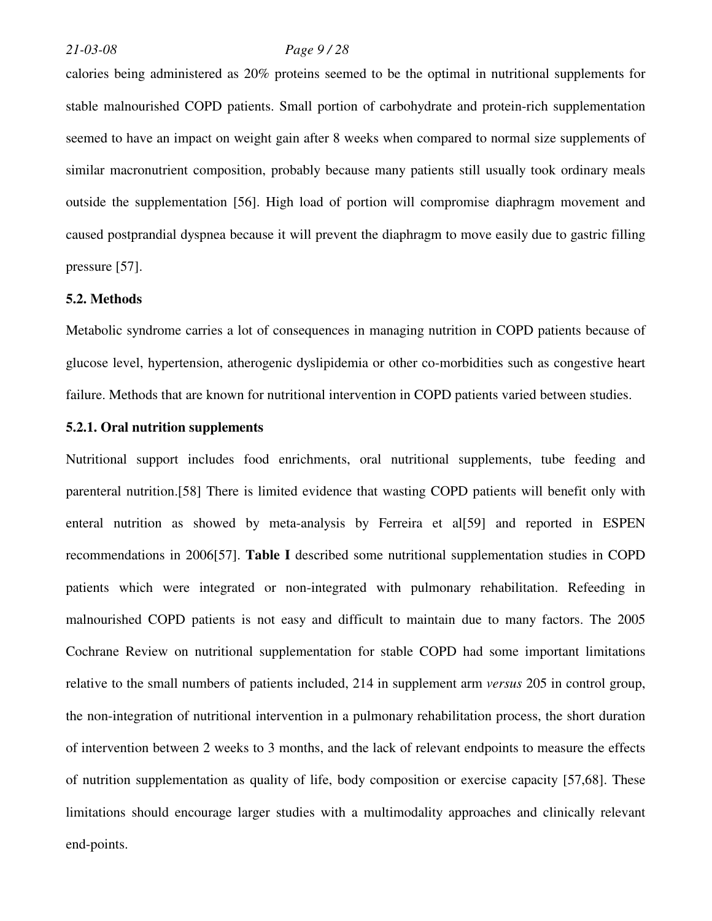calories being administered as 20% proteins seemed to be the optimal in nutritional supplements for stable malnourished COPD patients. Small portion of carbohydrate and protein-rich supplementation seemed to have an impact on weight gain after 8 weeks when compared to normal size supplements of similar macronutrient composition, probably because many patients still usually took ordinary meals outside the supplementation [56]. High load of portion will compromise diaphragm movement and caused postprandial dyspnea because it will prevent the diaphragm to move easily due to gastric filling pressure [57].

### 5.2. Methods

Metabolic syndrome carries a lot of consequences in managing nutrition in COPD patients because of glucose level, hypertension, atherogenic dyslipidemia or other co-morbidities such as congestive heart failure. Methods that are known for nutritional intervention in COPD patients varied between studies.

#### 5.2.1. Oral nutrition supplements

Nutritional support includes food enrichments, oral nutritional supplements, tube feeding and parenteral nutrition.[58] There is limited evidence that wasting COPD patients will benefit only with enteral nutrition as showed by meta-analysis by Ferreira et al[59] and reported in ESPEN recommendations in 2006[57]. **Table I** described some nutritional supplementation studies in COPD patients which were integrated or non-integrated with pulmonary rehabilitation. Refeeding in malnourished COPD patients is not easy and difficult to maintain due to many factors. The 2005 Cochrane Review on nutritional supplementation for stable COPD had some important limitations relative to the small numbers of patients included, 214 in supplement arm *versus* 205 in control group, the non-integration of nutritional intervention in a pulmonary rehabilitation process, the short duration of intervention between 2 weeks to 3 months, and the lack of relevant endpoints to measure the effects of nutrition supplementation as quality of life, body composition or exercise capacity [57,68]. These limitations should encourage larger studies with a multimodality approaches and clinically relevant end-points.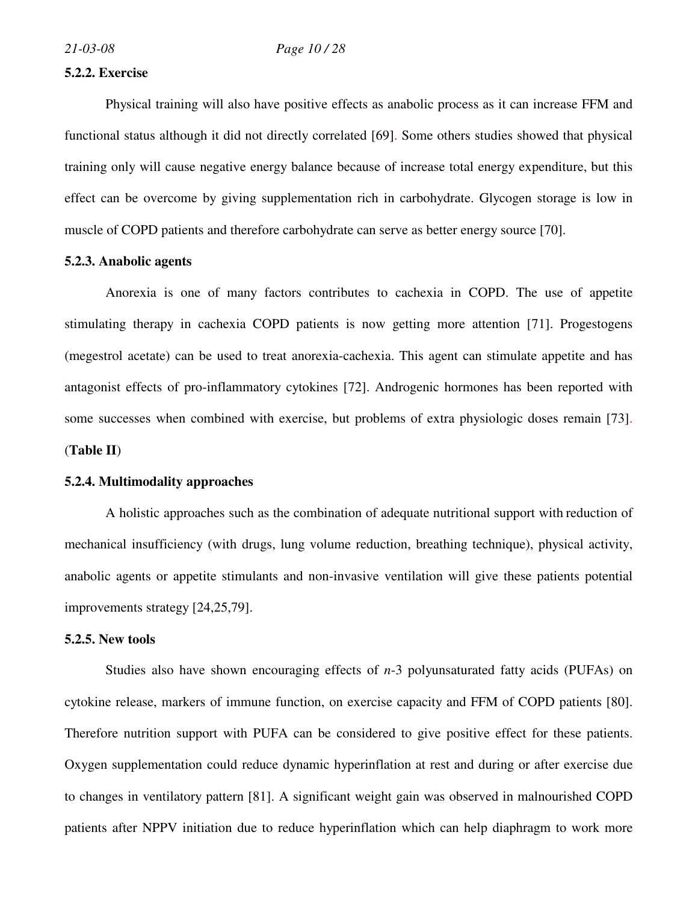### 5.2.2. Exercise

Physical training will also have positive effects as anabolic process as it can increase FFM and functional status although it did not directly correlated [69]. Some others studies showed that physical training only will cause negative energy balance because of increase total energy expenditure, but this effect can be overcome by giving supplementation rich in carbohydrate. Glycogen storage is low in muscle of COPD patients and therefore carbohydrate can serve as better energy source [70].

### 5.2.3. Anabolic agents

Anorexia is one of many factors contributes to cachexia in COPD. The use of appetite stimulating therapy in cachexia COPD patients is now getting more attention [71]. Progestogens (megestrol acetate) can be used to treat anorexia-cachexia. This agent can stimulate appetite and has antagonist effects of pro-inflammatory cytokines [72]. Androgenic hormones has been reported with some successes when combined with exercise, but problems of extra physiologic doses remain [73]. (**Table II**)

### 5.2.4. Multimodality approaches

A holistic approaches such as the combination of adequate nutritional support with reduction of mechanical insufficiency (with drugs, lung volume reduction, breathing technique), physical activity, anabolic agents or appetite stimulants and non-invasive ventilation will give these patients potential improvements strategy [24,25,79].

### 5.2.5. New tools

Studies also have shown encouraging effects of *n*-3 polyunsaturated fatty acids (PUFAs) on cytokine release, markers of immune function, on exercise capacity and FFM of COPD patients [80]. Therefore nutrition support with PUFA can be considered to give positive effect for these patients. Oxygen supplementation could reduce dynamic hyperinflation at rest and during or after exercise due to changes in ventilatory pattern [81]. A significant weight gain was observed in malnourished COPD patients after NPPV initiation due to reduce hyperinflation which can help diaphragm to work more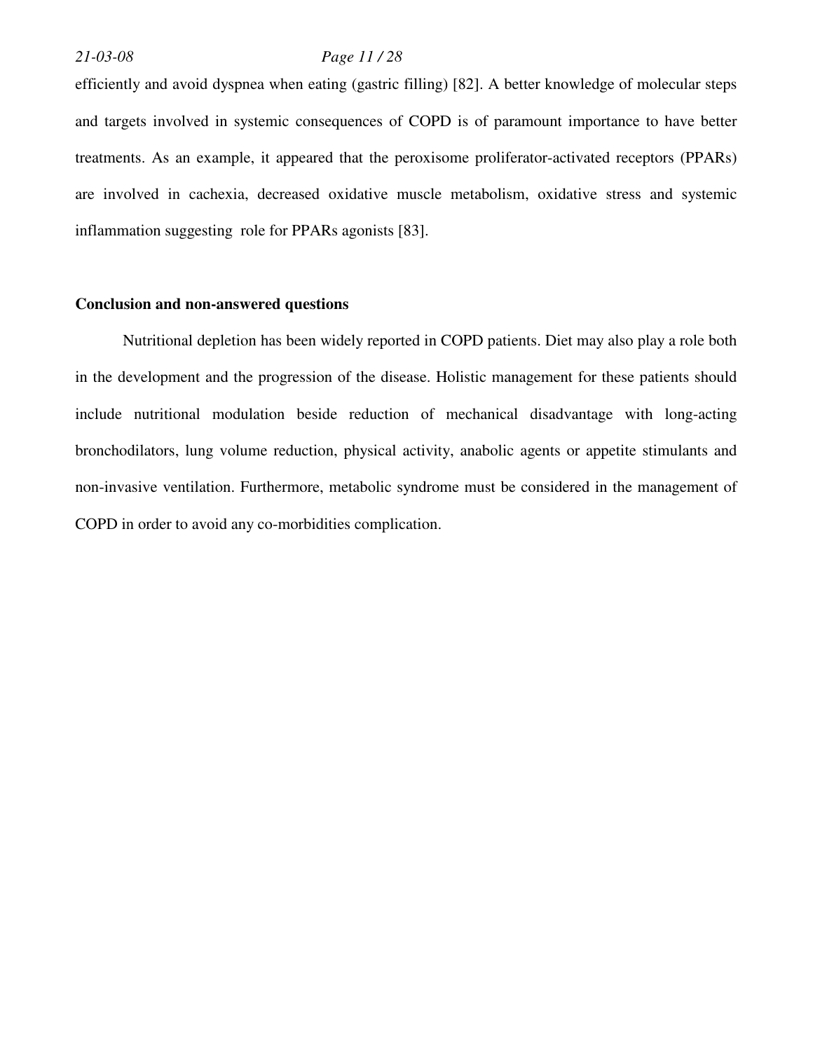efficiently and avoid dyspnea when eating (gastric filling) [82]. A better knowledge of molecular steps and targets involved in systemic consequences of COPD is of paramount importance to have better treatments. As an example, it appeared that the peroxisome proliferator-activated receptors (PPARs) are involved in cachexia, decreased oxidative muscle metabolism, oxidative stress and systemic inflammation suggesting  role for PPARs agonists [83].

## Conclusion and non-answered questions

Nutritional depletion has been widely reported in COPD patients. Diet may also play a role both in the development and the progression of the disease. Holistic management for these patients should include nutritional modulation beside reduction of mechanical disadvantage with long-acting bronchodilators, lung volume reduction, physical activity, anabolic agents or appetite stimulants and non-invasive ventilation. Furthermore, metabolic syndrome must be considered in the management of COPD in order to avoid any co-morbidities complication.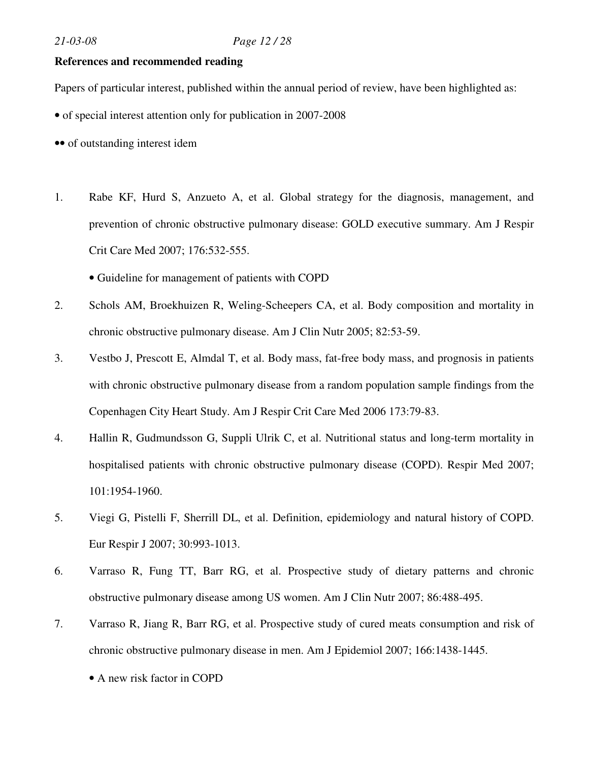**References and recommended reading**

Papers of particular interest, published within the annual period of review, have been highlighted as:

• of special interest attention only for publication in 2007-2008

•• of outstanding interest idem

1. Rabe KF, Hurd S, Anzueto A, et al. Global strategy for the diagnosis, management, and prevention of chronic obstructive pulmonary disease: GOLD executive summary. Am J Respir Crit Care Med 2007; 176:532-555.

   • Guideline for management of patients with COPD

2. Schols AM, Broekhuizen R, Weling-Scheepers CA, et al. Body composition and mortality in chronic obstructive pulmonary disease. Am J Clin Nutr 2005; 82:53-59.

3. Vestbo J, Prescott E, Almdal T, et al. Body mass, fat-free body mass, and prognosis in patients with chronic obstructive pulmonary disease from a random population sample findings from the Copenhagen City Heart Study. Am J Respir Crit Care Med 2006 173:79-83.

4. Hallin R, Gudmundsson G, Suppli Ulrik C, et al. Nutritional status and long-term mortality in hospitalised patients with chronic obstructive pulmonary disease (COPD). Respir Med 2007; 101:1954-1960.

5. Viegi G, Pistelli F, Sherrill DL, et al. Definition, epidemiology and natural history of COPD. Eur Respir J 2007; 30:993-1013.

6. Varraso R, Fung TT, Barr RG, et al. Prospective study of dietary patterns and chronic obstructive pulmonary disease among US women. Am J Clin Nutr 2007; 86:488-495.

7. Varraso R, Jiang R, Barr RG, et al. Prospective study of cured meats consumption and risk of chronic obstructive pulmonary disease in men. Am J Epidemiol 2007; 166:1438-1445.

   • A new risk factor in COPD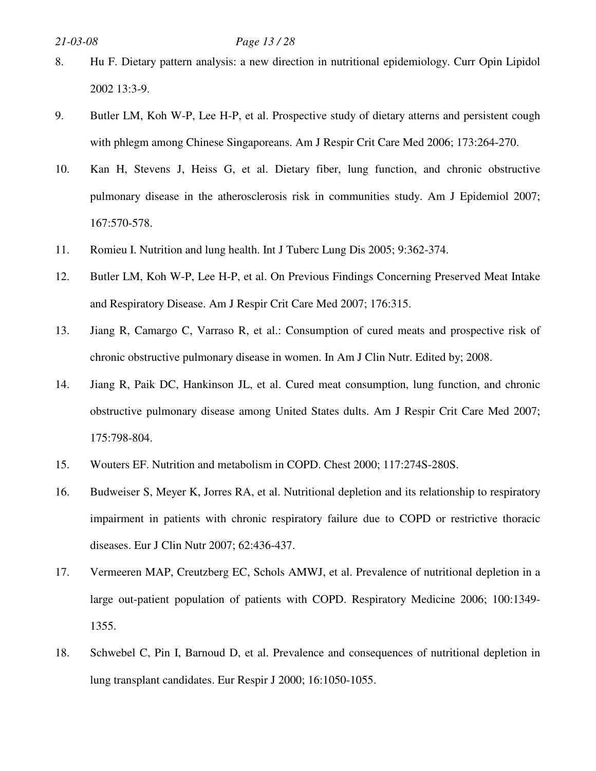8. Hu F. Dietary pattern analysis: a new direction in nutritional epidemiology. Curr Opin Lipidol 2002 13:3-9.
9. Butler LM, Koh W-P, Lee H-P, et al. Prospective study of dietary atterns and persistent cough with phlegm among Chinese Singaporeans. Am J Respir Crit Care Med 2006; 173:264-270.
10. Kan H, Stevens J, Heiss G, et al. Dietary fiber, lung function, and chronic obstructive pulmonary disease in the atherosclerosis risk in communities study. Am J Epidemiol 2007; 167:570-578.
11. Romieu I. Nutrition and lung health. Int J Tuberc Lung Dis 2005; 9:362-374.
12. Butler LM, Koh W-P, Lee H-P, et al. On Previous Findings Concerning Preserved Meat Intake and Respiratory Disease. Am J Respir Crit Care Med 2007; 176:315.
13. Jiang R, Camargo C, Varraso R, et al.: Consumption of cured meats and prospective risk of chronic obstructive pulmonary disease in women. In Am J Clin Nutr. Edited by; 2008.
14. Jiang R, Paik DC, Hankinson JL, et al. Cured meat consumption, lung function, and chronic obstructive pulmonary disease among United States dults. Am J Respir Crit Care Med 2007; 175:798-804.
15. Wouters EF. Nutrition and metabolism in COPD. Chest 2000; 117:274S-280S.
16. Budweiser S, Meyer K, Jorres RA, et al. Nutritional depletion and its relationship to respiratory impairment in patients with chronic respiratory failure due to COPD or restrictive thoracic diseases. Eur J Clin Nutr 2007; 62:436-437.
17. Vermeeren MAP, Creutzberg EC, Schols AMWJ, et al. Prevalence of nutritional depletion in a large out-patient population of patients with COPD. Respiratory Medicine 2006; 100:1349-1355.
18. Schwebel C, Pin I, Barnoud D, et al. Prevalence and consequences of nutritional depletion in lung transplant candidates. Eur Respir J 2000; 16:1050-1055.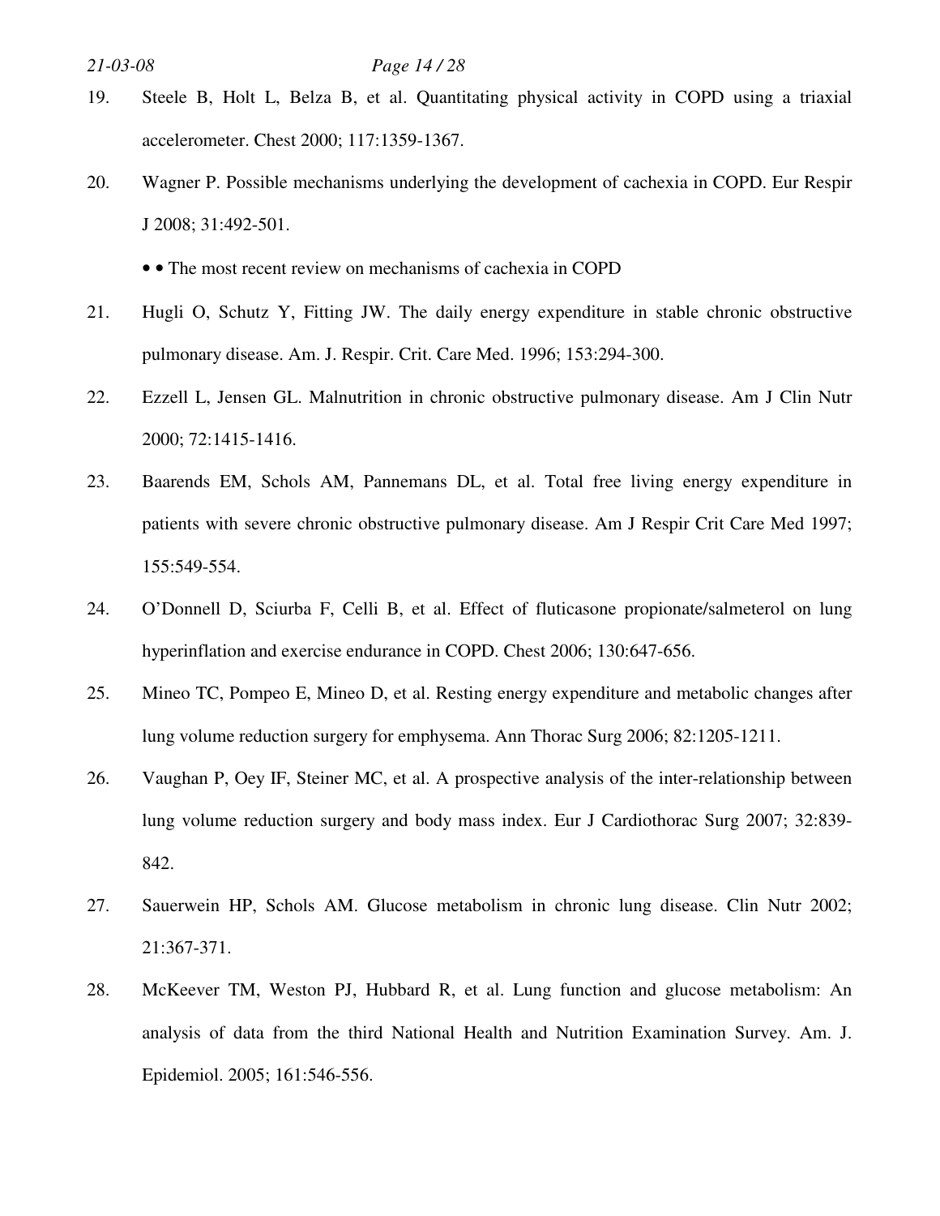19. Steele B, Holt L, Belza B, et al. Quantitating physical activity in COPD using a triaxial accelerometer. Chest 2000; 117:1359-1367.

20. Wagner P. Possible mechanisms underlying the development of cachexia in COPD. Eur Respir J 2008; 31:492-501.

    • • The most recent review on mechanisms of cachexia in COPD

21. Hugli O, Schutz Y, Fitting JW. The daily energy expenditure in stable chronic obstructive pulmonary disease. Am. J. Respir. Crit. Care Med. 1996; 153:294-300.

22. Ezzell L, Jensen GL. Malnutrition in chronic obstructive pulmonary disease. Am J Clin Nutr 2000; 72:1415-1416.

23. Baarends EM, Schols AM, Pannemans DL, et al. Total free living energy expenditure in patients with severe chronic obstructive pulmonary disease. Am J Respir Crit Care Med 1997; 155:549-554.

24. O'Donnell D, Sciurba F, Celli B, et al. Effect of fluticasone propionate/salmeterol on lung hyperinflation and exercise endurance in COPD. Chest 2006; 130:647-656.

25. Mineo TC, Pompeo E, Mineo D, et al. Resting energy expenditure and metabolic changes after lung volume reduction surgery for emphysema. Ann Thorac Surg 2006; 82:1205-1211.

26. Vaughan P, Oey IF, Steiner MC, et al. A prospective analysis of the inter-relationship between lung volume reduction surgery and body mass index. Eur J Cardiothorac Surg 2007; 32:839-842.

27. Sauerwein HP, Schols AM. Glucose metabolism in chronic lung disease. Clin Nutr 2002; 21:367-371.

28. McKeever TM, Weston PJ, Hubbard R, et al. Lung function and glucose metabolism: An analysis of data from the third National Health and Nutrition Examination Survey. Am. J. Epidemiol. 2005; 161:546-556.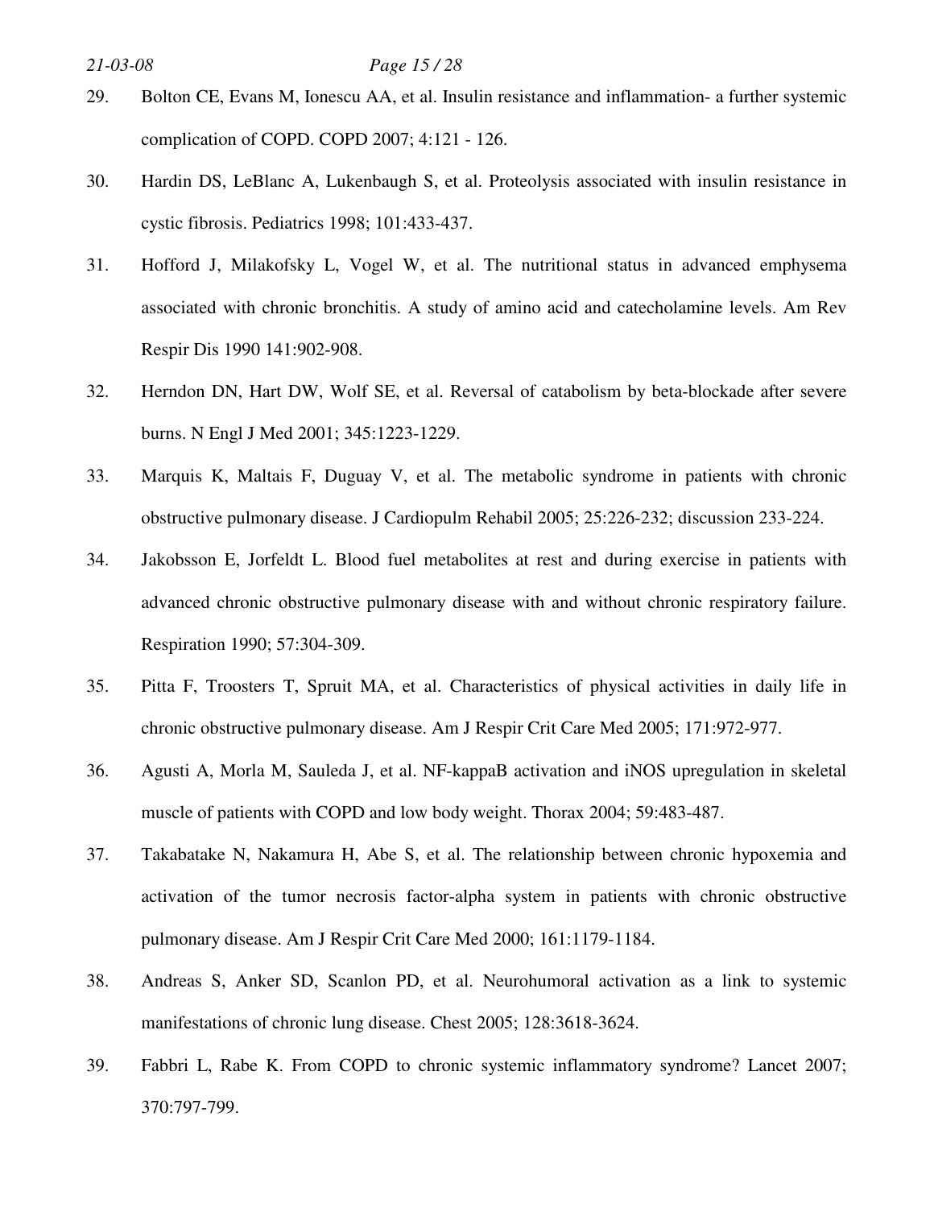29. Bolton CE, Evans M, Ionescu AA, et al. Insulin resistance and inflammation- a further systemic complication of COPD. COPD 2007; 4:121 - 126.

30. Hardin DS, LeBlanc A, Lukenbaugh S, et al. Proteolysis associated with insulin resistance in cystic fibrosis. Pediatrics 1998; 101:433-437.

31. Hofford J, Milakofsky L, Vogel W, et al. The nutritional status in advanced emphysema associated with chronic bronchitis. A study of amino acid and catecholamine levels. Am Rev Respir Dis 1990 141:902-908.

32. Herndon DN, Hart DW, Wolf SE, et al. Reversal of catabolism by beta-blockade after severe burns. N Engl J Med 2001; 345:1223-1229.

33. Marquis K, Maltais F, Duguay V, et al. The metabolic syndrome in patients with chronic obstructive pulmonary disease. J Cardiopulm Rehabil 2005; 25:226-232; discussion 233-224.

34. Jakobsson E, Jorfeldt L. Blood fuel metabolites at rest and during exercise in patients with advanced chronic obstructive pulmonary disease with and without chronic respiratory failure. Respiration 1990; 57:304-309.

35. Pitta F, Troosters T, Spruit MA, et al. Characteristics of physical activities in daily life in chronic obstructive pulmonary disease. Am J Respir Crit Care Med 2005; 171:972-977.

36. Agusti A, Morla M, Sauleda J, et al. NF-kappaB activation and iNOS upregulation in skeletal muscle of patients with COPD and low body weight. Thorax 2004; 59:483-487.

37. Takabatake N, Nakamura H, Abe S, et al. The relationship between chronic hypoxemia and activation of the tumor necrosis factor-alpha system in patients with chronic obstructive pulmonary disease. Am J Respir Crit Care Med 2000; 161:1179-1184.

38. Andreas S, Anker SD, Scanlon PD, et al. Neurohumoral activation as a link to systemic manifestations of chronic lung disease. Chest 2005; 128:3618-3624.

39. Fabbri L, Rabe K. From COPD to chronic systemic inflammatory syndrome? Lancet 2007; 370:797-799.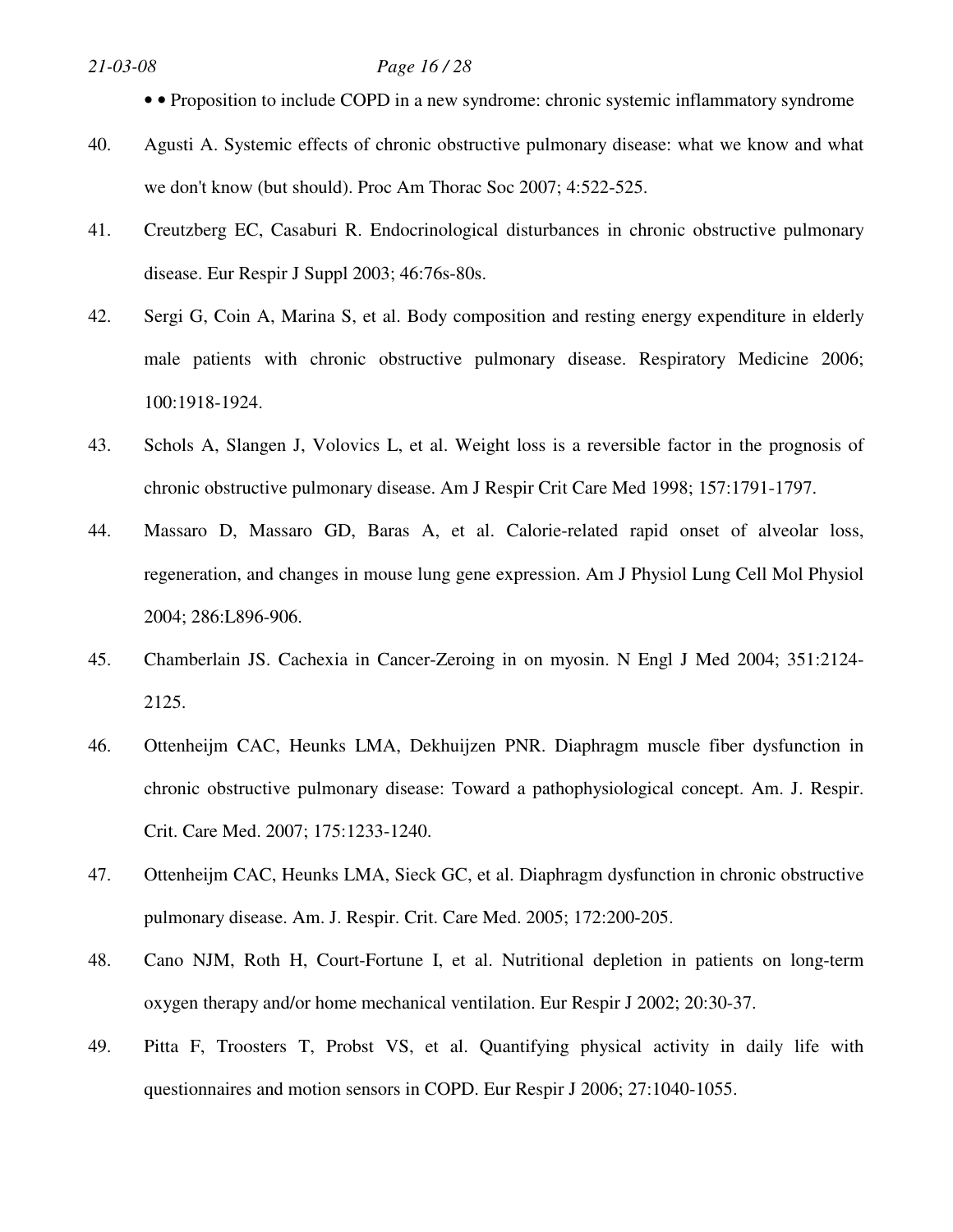• • Proposition to include COPD in a new syndrome: chronic systemic inflammatory syndrome

40. Agusti A. Systemic effects of chronic obstructive pulmonary disease: what we know and what we don't know (but should). Proc Am Thorac Soc 2007; 4:522-525.

41. Creutzberg EC, Casaburi R. Endocrinological disturbances in chronic obstructive pulmonary disease. Eur Respir J Suppl 2003; 46:76s-80s.

42. Sergi G, Coin A, Marina S, et al. Body composition and resting energy expenditure in elderly male patients with chronic obstructive pulmonary disease. Respiratory Medicine 2006; 100:1918-1924.

43. Schols A, Slangen J, Volovics L, et al. Weight loss is a reversible factor in the prognosis of chronic obstructive pulmonary disease. Am J Respir Crit Care Med 1998; 157:1791-1797.

44. Massaro D, Massaro GD, Baras A, et al. Calorie-related rapid onset of alveolar loss, regeneration, and changes in mouse lung gene expression. Am J Physiol Lung Cell Mol Physiol 2004; 286:L896-906.

45. Chamberlain JS. Cachexia in Cancer-Zeroing in on myosin. N Engl J Med 2004; 351:2124-2125.

46. Ottenheijm CAC, Heunks LMA, Dekhuijzen PNR. Diaphragm muscle fiber dysfunction in chronic obstructive pulmonary disease: Toward a pathophysiological concept. Am. J. Respir. Crit. Care Med. 2007; 175:1233-1240.

47. Ottenheijm CAC, Heunks LMA, Sieck GC, et al. Diaphragm dysfunction in chronic obstructive pulmonary disease. Am. J. Respir. Crit. Care Med. 2005; 172:200-205.

48. Cano NJM, Roth H, Court-Fortune I, et al. Nutritional depletion in patients on long-term oxygen therapy and/or home mechanical ventilation. Eur Respir J 2002; 20:30-37.

49. Pitta F, Troosters T, Probst VS, et al. Quantifying physical activity in daily life with questionnaires and motion sensors in COPD. Eur Respir J 2006; 27:1040-1055.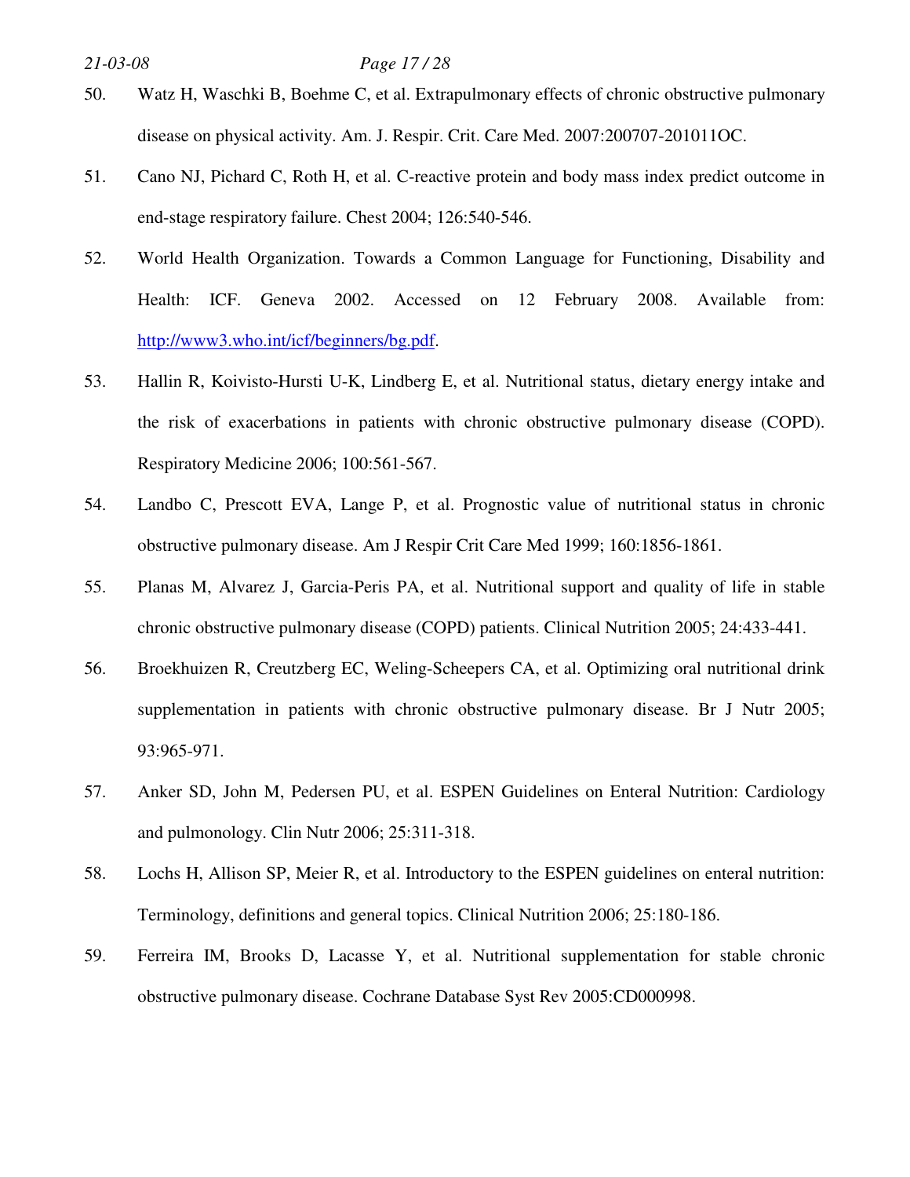50. Watz H, Waschki B, Boehme C, et al. Extrapulmonary effects of chronic obstructive pulmonary disease on physical activity. Am. J. Respir. Crit. Care Med. 2007:200707-201011OC.

51. Cano NJ, Pichard C, Roth H, et al. C-reactive protein and body mass index predict outcome in end-stage respiratory failure. Chest 2004; 126:540-546.

52. World Health Organization. Towards a Common Language for Functioning, Disability and Health: ICF. Geneva 2002. Accessed on 12 February 2008. Available from: http://www3.who.int/icf/beginners/bg.pdf.

53. Hallin R, Koivisto-Hursti U-K, Lindberg E, et al. Nutritional status, dietary energy intake and the risk of exacerbations in patients with chronic obstructive pulmonary disease (COPD). Respiratory Medicine 2006; 100:561-567.

54. Landbo C, Prescott EVA, Lange P, et al. Prognostic value of nutritional status in chronic obstructive pulmonary disease. Am J Respir Crit Care Med 1999; 160:1856-1861.

55. Planas M, Alvarez J, Garcia-Peris PA, et al. Nutritional support and quality of life in stable chronic obstructive pulmonary disease (COPD) patients. Clinical Nutrition 2005; 24:433-441.

56. Broekhuizen R, Creutzberg EC, Weling-Scheepers CA, et al. Optimizing oral nutritional drink supplementation in patients with chronic obstructive pulmonary disease. Br J Nutr 2005; 93:965-971.

57. Anker SD, John M, Pedersen PU, et al. ESPEN Guidelines on Enteral Nutrition: Cardiology and pulmonology. Clin Nutr 2006; 25:311-318.

58. Lochs H, Allison SP, Meier R, et al. Introductory to the ESPEN guidelines on enteral nutrition: Terminology, definitions and general topics. Clinical Nutrition 2006; 25:180-186.

59. Ferreira IM, Brooks D, Lacasse Y, et al. Nutritional supplementation for stable chronic obstructive pulmonary disease. Cochrane Database Syst Rev 2005:CD000998.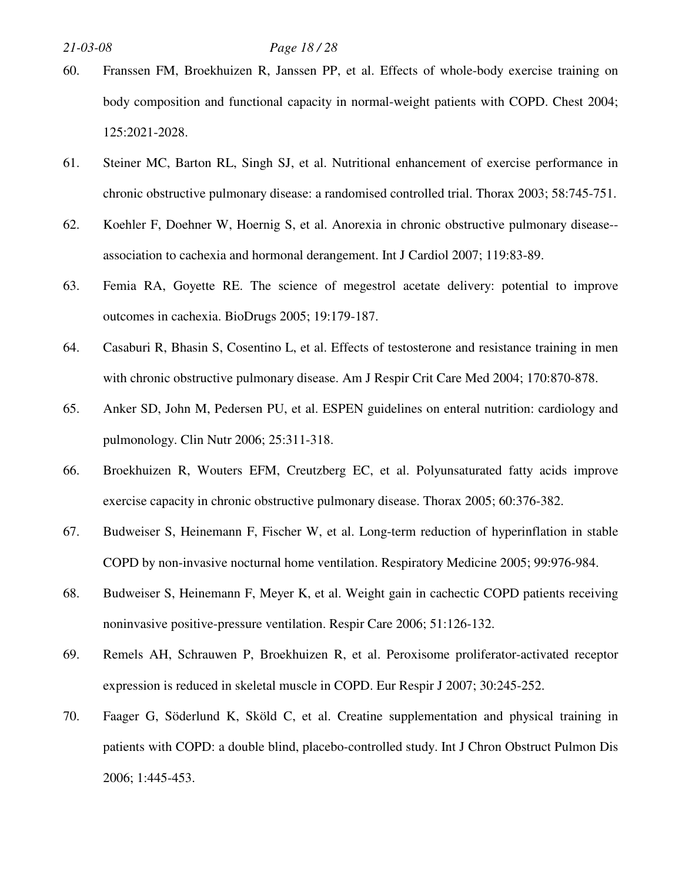60. Franssen FM, Broekhuizen R, Janssen PP, et al. Effects of whole-body exercise training on body composition and functional capacity in normal-weight patients with COPD. Chest 2004; 125:2021-2028.

61. Steiner MC, Barton RL, Singh SJ, et al. Nutritional enhancement of exercise performance in chronic obstructive pulmonary disease: a randomised controlled trial. Thorax 2003; 58:745-751.

62. Koehler F, Doehner W, Hoernig S, et al. Anorexia in chronic obstructive pulmonary disease--association to cachexia and hormonal derangement. Int J Cardiol 2007; 119:83-89.

63. Femia RA, Goyette RE. The science of megestrol acetate delivery: potential to improve outcomes in cachexia. BioDrugs 2005; 19:179-187.

64. Casaburi R, Bhasin S, Cosentino L, et al. Effects of testosterone and resistance training in men with chronic obstructive pulmonary disease. Am J Respir Crit Care Med 2004; 170:870-878.

65. Anker SD, John M, Pedersen PU, et al. ESPEN guidelines on enteral nutrition: cardiology and pulmonology. Clin Nutr 2006; 25:311-318.

66. Broekhuizen R, Wouters EFM, Creutzberg EC, et al. Polyunsaturated fatty acids improve exercise capacity in chronic obstructive pulmonary disease. Thorax 2005; 60:376-382.

67. Budweiser S, Heinemann F, Fischer W, et al. Long-term reduction of hyperinflation in stable COPD by non-invasive nocturnal home ventilation. Respiratory Medicine 2005; 99:976-984.

68. Budweiser S, Heinemann F, Meyer K, et al. Weight gain in cachectic COPD patients receiving noninvasive positive-pressure ventilation. Respir Care 2006; 51:126-132.

69. Remels AH, Schrauwen P, Broekhuizen R, et al. Peroxisome proliferator-activated receptor expression is reduced in skeletal muscle in COPD. Eur Respir J 2007; 30:245-252.

70. Faager G, Söderlund K, Sköld C, et al. Creatine supplementation and physical training in patients with COPD: a double blind, placebo-controlled study. Int J Chron Obstruct Pulmon Dis 2006; 1:445-453.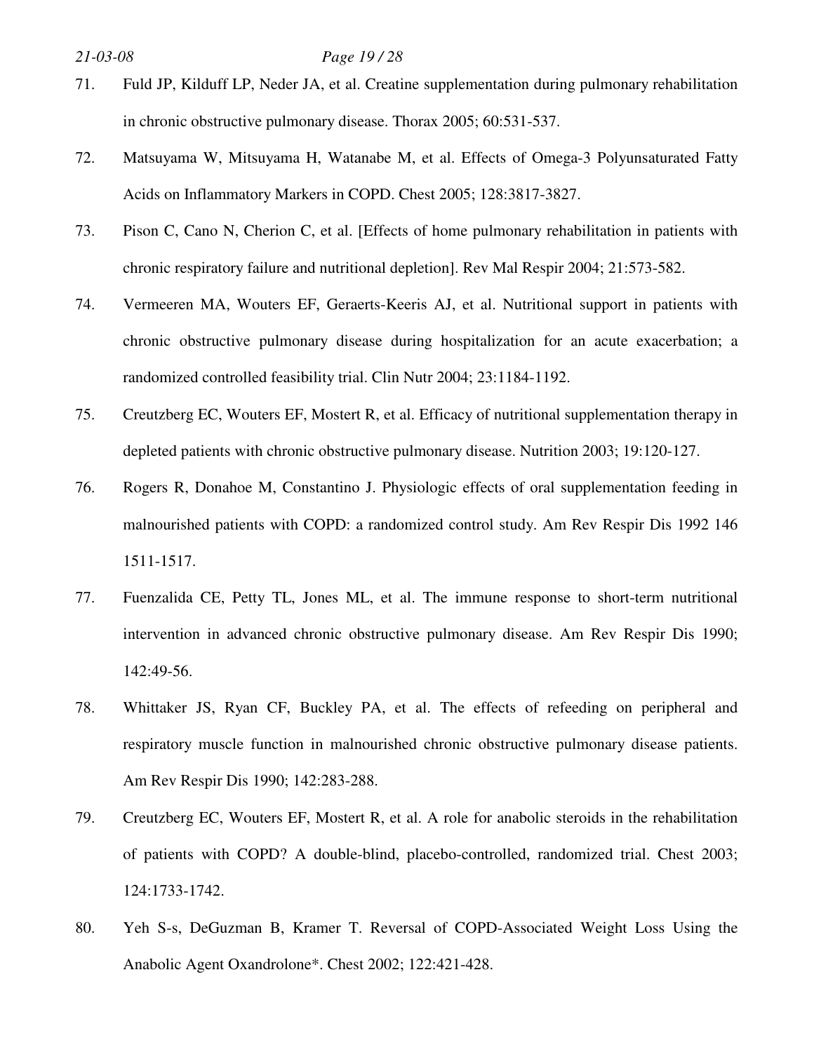71. Fuld JP, Kilduff LP, Neder JA, et al. Creatine supplementation during pulmonary rehabilitation in chronic obstructive pulmonary disease. Thorax 2005; 60:531-537.

72. Matsuyama W, Mitsuyama H, Watanabe M, et al. Effects of Omega-3 Polyunsaturated Fatty Acids on Inflammatory Markers in COPD. Chest 2005; 128:3817-3827.

73. Pison C, Cano N, Cherion C, et al. [Effects of home pulmonary rehabilitation in patients with chronic respiratory failure and nutritional depletion]. Rev Mal Respir 2004; 21:573-582.

74. Vermeeren MA, Wouters EF, Geraerts-Keeris AJ, et al. Nutritional support in patients with chronic obstructive pulmonary disease during hospitalization for an acute exacerbation; a randomized controlled feasibility trial. Clin Nutr 2004; 23:1184-1192.

75. Creutzberg EC, Wouters EF, Mostert R, et al. Efficacy of nutritional supplementation therapy in depleted patients with chronic obstructive pulmonary disease. Nutrition 2003; 19:120-127.

76. Rogers R, Donahoe M, Constantino J. Physiologic effects of oral supplementation feeding in malnourished patients with COPD: a randomized control study. Am Rev Respir Dis 1992 146 1511-1517.

77. Fuenzalida CE, Petty TL, Jones ML, et al. The immune response to short-term nutritional intervention in advanced chronic obstructive pulmonary disease. Am Rev Respir Dis 1990; 142:49-56.

78. Whittaker JS, Ryan CF, Buckley PA, et al. The effects of refeeding on peripheral and respiratory muscle function in malnourished chronic obstructive pulmonary disease patients. Am Rev Respir Dis 1990; 142:283-288.

79. Creutzberg EC, Wouters EF, Mostert R, et al. A role for anabolic steroids in the rehabilitation of patients with COPD? A double-blind, placebo-controlled, randomized trial. Chest 2003; 124:1733-1742.

80. Yeh S-s, DeGuzman B, Kramer T. Reversal of COPD-Associated Weight Loss Using the Anabolic Agent Oxandrolone*. Chest 2002; 122:421-428.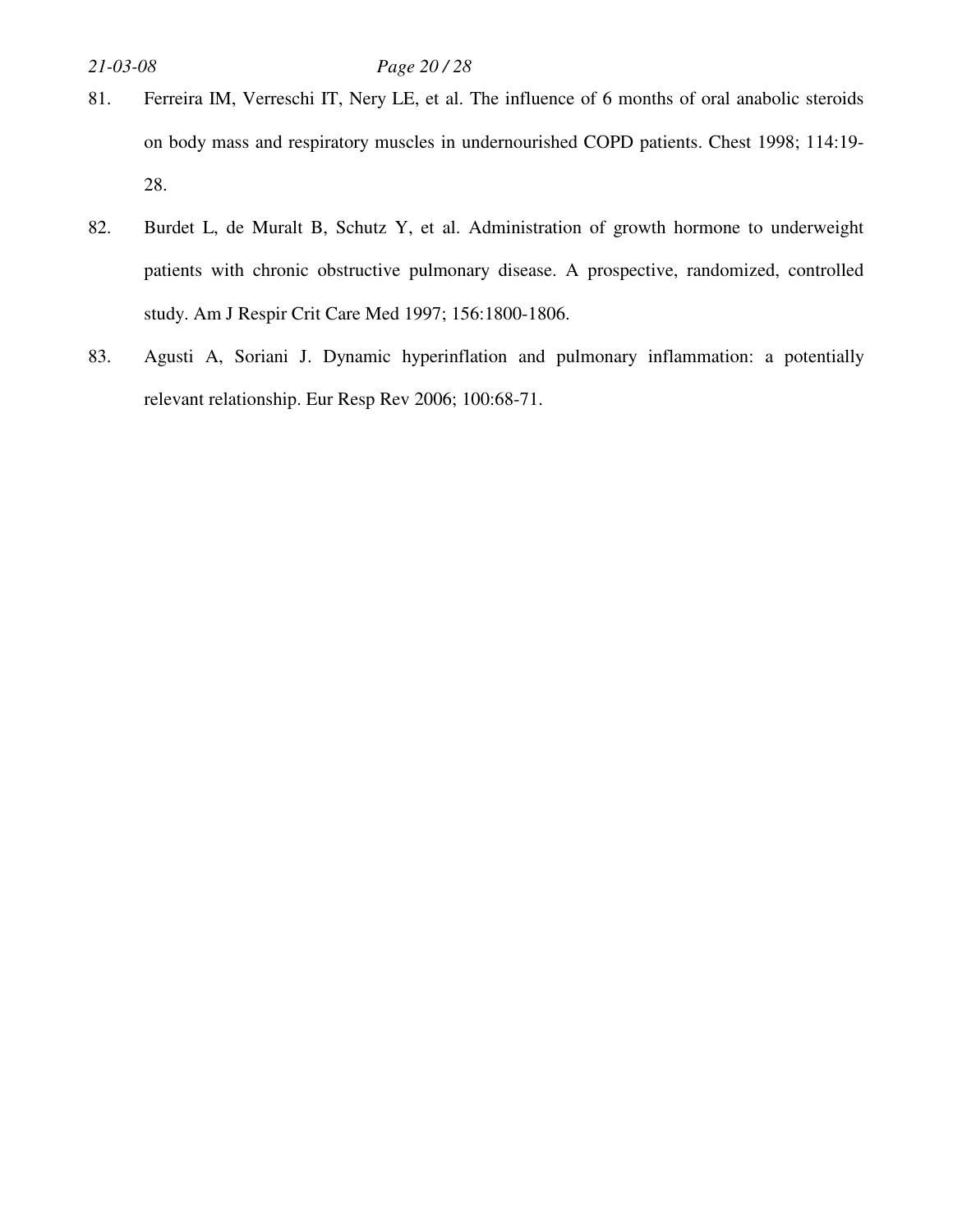81. Ferreira IM, Verreschi IT, Nery LE, et al. The influence of 6 months of oral anabolic steroids on body mass and respiratory muscles in undernourished COPD patients. Chest 1998; 114:19-28.

82. Burdet L, de Muralt B, Schutz Y, et al. Administration of growth hormone to underweight patients with chronic obstructive pulmonary disease. A prospective, randomized, controlled study. Am J Respir Crit Care Med 1997; 156:1800-1806.

83. Agusti A, Soriani J. Dynamic hyperinflation and pulmonary inflammation: a potentially relevant relationship. Eur Resp Rev 2006; 100:68-71.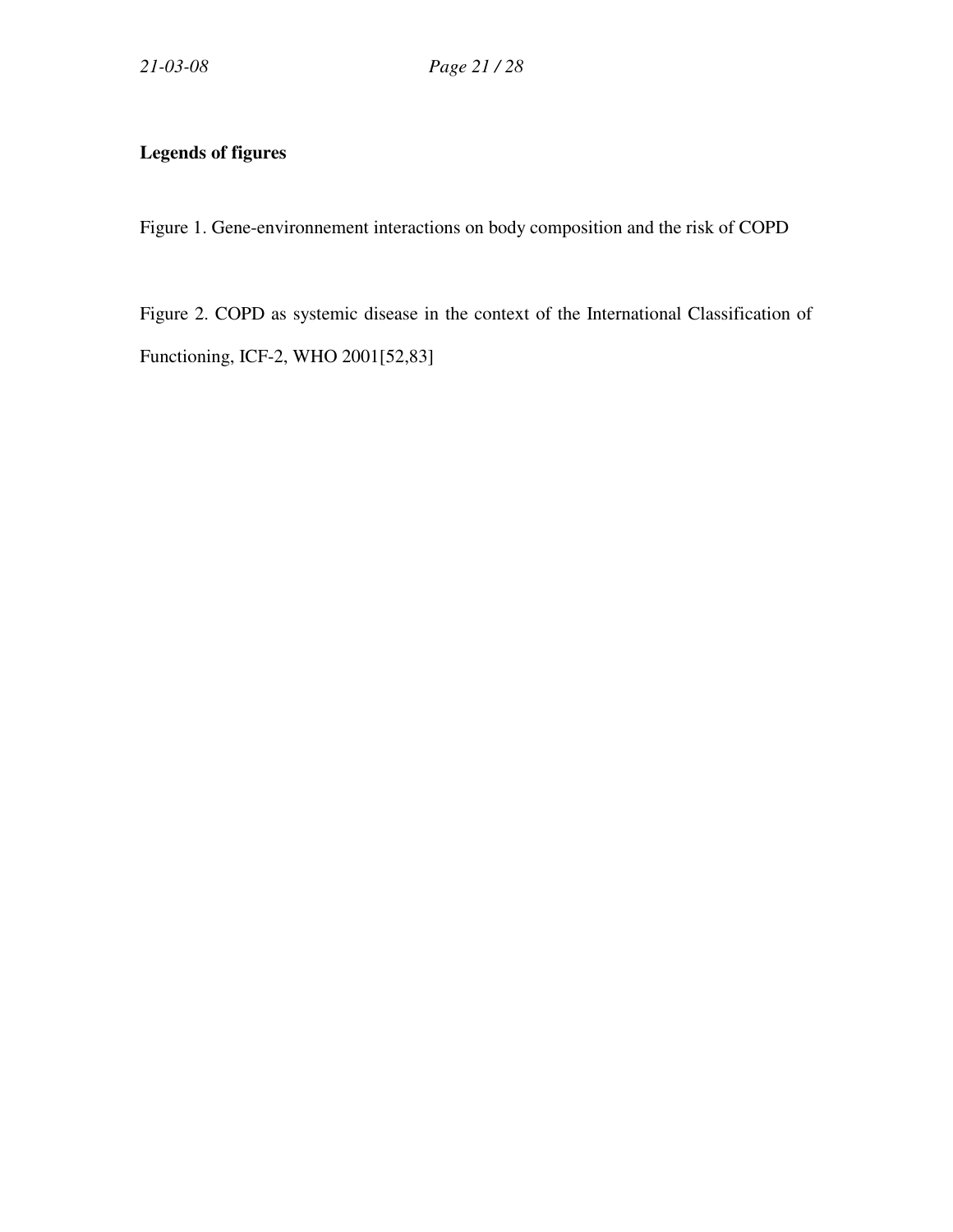**Legends of figures**

Figure 1. Gene-environnement interactions on body composition and the risk of COPD

Figure 2. COPD as systemic disease in the context of the International Classification of Functioning, ICF-2, WHO 2001[52,83]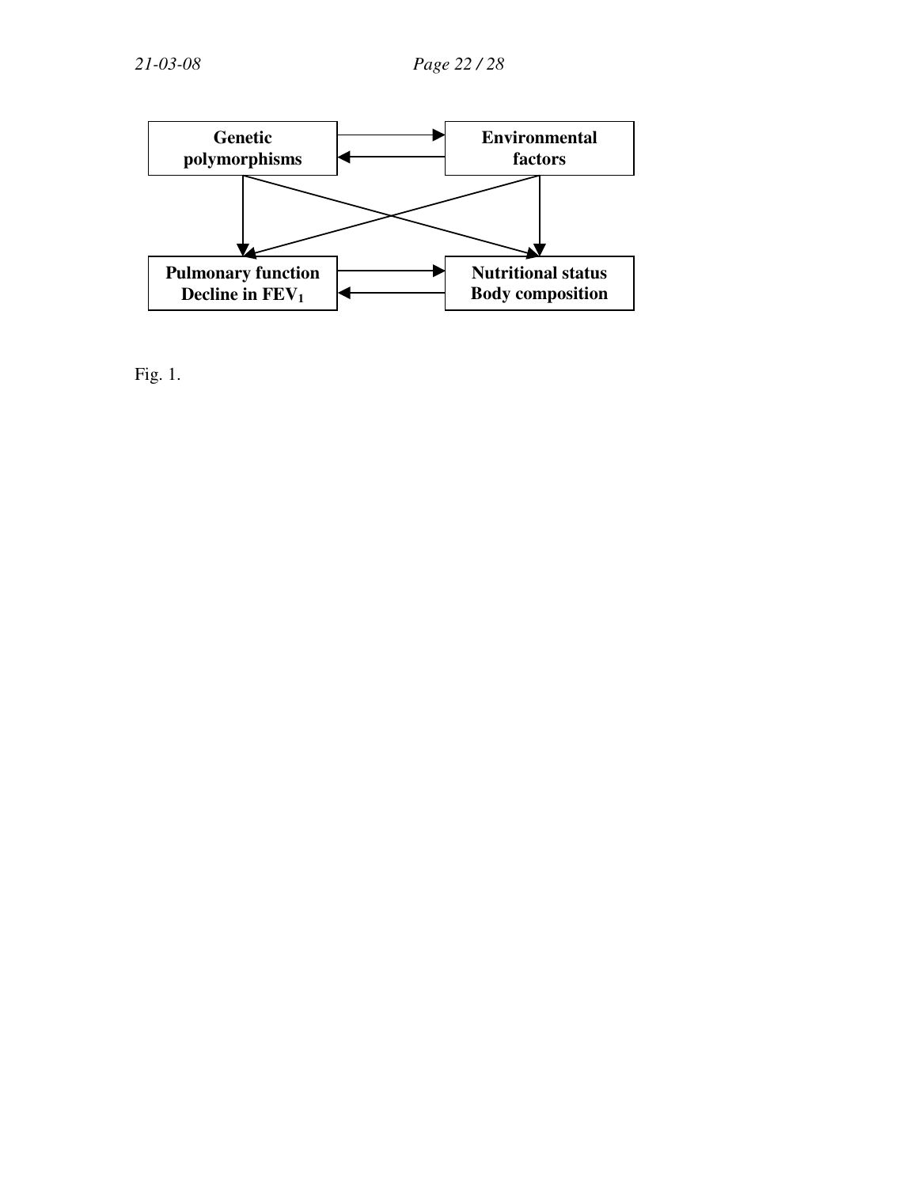Genetic polymorphisms

Environmental factors

Pulmonary function
Decline in $FEV_1$

Nutritional status
Body composition

Fig. 1.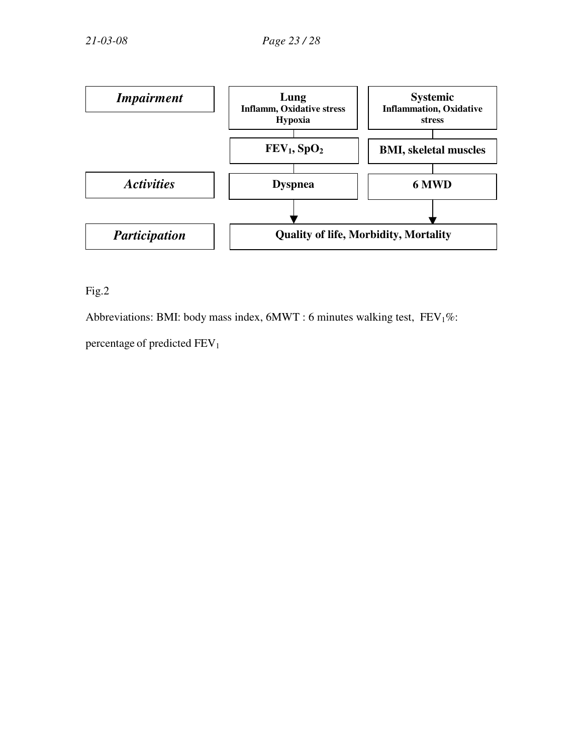| | | |
|---|---|---|
| ***Impairment*** | **Lung** **Inflamm, Oxidative stress** **Hypoxia** | **Systemic** **Inflammation, Oxidative stress** |
| | **$FEV_1$, $SpO_2$** | **BMI, skeletal muscles** |
| ***Activities*** | **Dyspnea** | **6 MWD** |
| ***Participation*** | **Quality of life, Morbidity, Mortality** | |

Fig.2

Abbreviations: BMI: body mass index, 6MWT : 6 minutes walking test, $FEV_1\%$: percentage of predicted $FEV_1$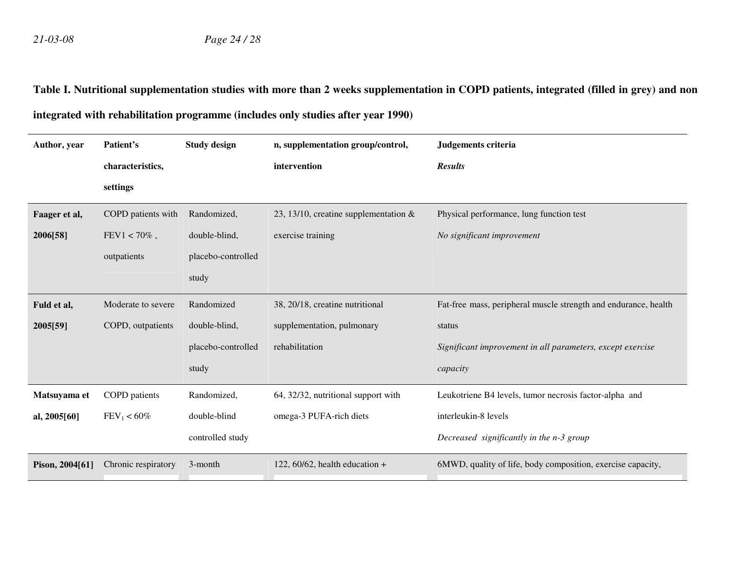**Table I. Nutritional supplementation studies with more than 2 weeks supplementation in COPD patients, integrated (filled in grey) and non integrated with rehabilitation programme (includes only studies after year 1990)**

| Author, year | Patient's characteristics, settings | Study design | n, supplementation group/control, intervention | Judgements criteria *Results* |
|---|---|---|---|---|
| **Faager et al, 2006[58]** | COPD patients with FEV1 < 70% , outpatients | Randomized, double-blind, placebo-controlled study | 23, 13/10, creatine supplementation & exercise training | Physical performance, lung function test *No significant improvement* |
| **Fuld et al, 2005[59]** | Moderate to severe COPD, outpatients | Randomized double-blind, placebo-controlled study | 38, 20/18, creatine nutritional supplementation, pulmonary rehabilitation | Fat-free mass, peripheral muscle strength and endurance, health status *Significant improvement in all parameters, except exercise capacity* |
| **Matsuyama et al, 2005[60]** | COPD patients $FEV_1 < 60\%$ | Randomized, double-blind controlled study | 64, 32/32, nutritional support with omega-3 PUFA-rich diets | Leukotriene B4 levels, tumor necrosis factor-alpha and interleukin-8 levels *Decreased significantly in the n-3 group* |
| **Pison, 2004[61]** | Chronic respiratory | 3-month | 122, 60/62, health education + | 6MWD, quality of life, body composition, exercise capacity, |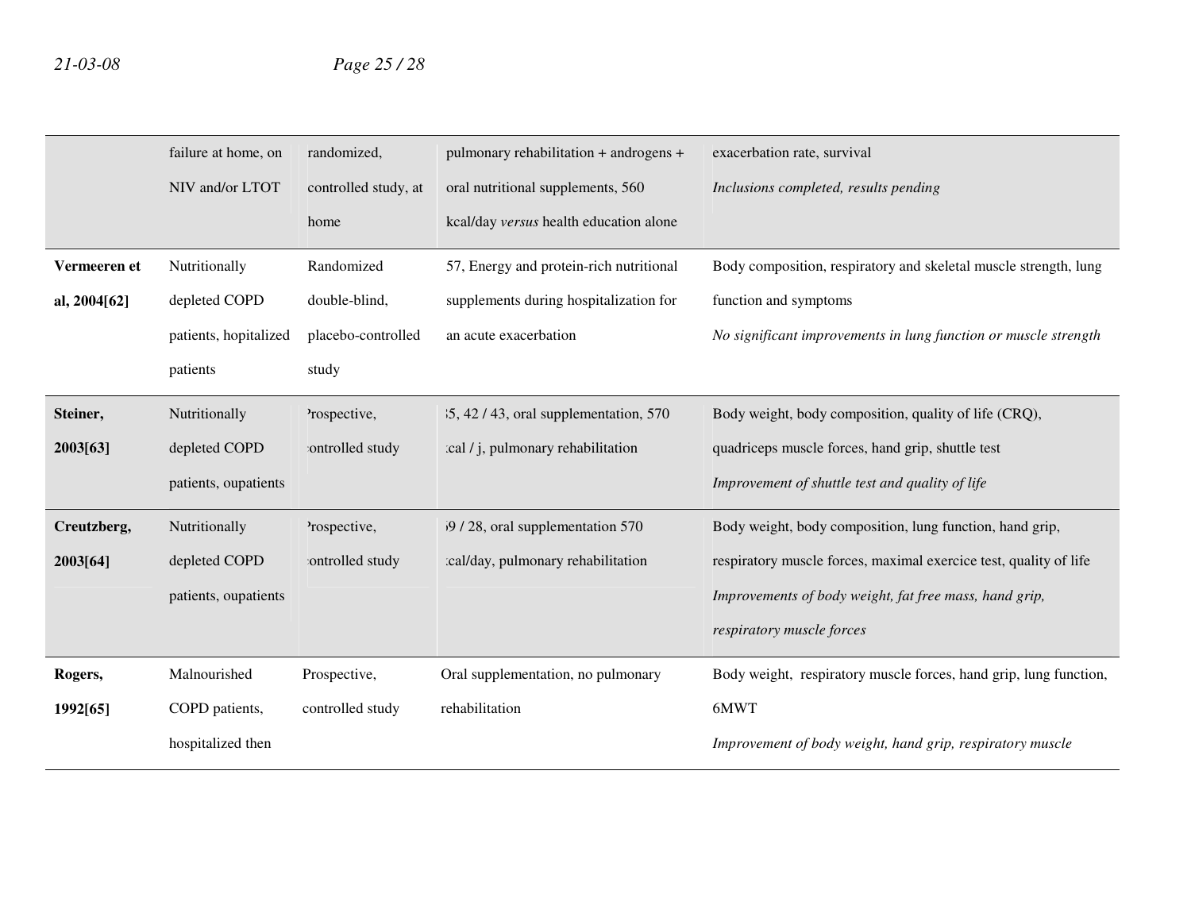| | | | | |
|---|---|---|---|---|
| | failure at home, on NIV and/or LTOT | randomized, controlled study, at home | pulmonary rehabilitation + androgens + oral nutritional supplements, 560 kcal/day *versus* health education alone | exacerbation rate, survival<br>*Inclusions completed, results pending* |
| **Vermeeren et al, 2004[62]** | Nutritionally depleted COPD patients, hopitalized patients | Randomized double-blind, placebo-controlled study | 57, Energy and protein-rich nutritional supplements during hospitalization for an acute exacerbation | Body composition, respiratory and skeletal muscle strength, lung function and symptoms<br>*No significant improvements in lung function or muscle strength* |
| **Steiner, 2003[63]** | Nutritionally depleted COPD patients, oupatients | Prospective, controlled study | 5, 42 / 43, oral supplementation, 570 cal / j, pulmonary rehabilitation | Body weight, body composition, quality of life (CRQ), quadriceps muscle forces, hand grip, shuttle test<br>*Improvement of shuttle test and quality of life* |
| **Creutzberg, 2003[64]** | Nutritionally depleted COPD patients, oupatients | Prospective, controlled study | 9 / 28, oral supplementation 570 cal/day, pulmonary rehabilitation | Body weight, body composition, lung function, hand grip, respiratory muscle forces, maximal exercice test, quality of life<br>*Improvements of body weight, fat free mass, hand grip, respiratory muscle forces* |
| **Rogers, 1992[65]** | Malnourished COPD patients, hospitalized then | Prospective, controlled study | Oral supplementation, no pulmonary rehabilitation | Body weight, respiratory muscle forces, hand grip, lung function, 6MWT<br>*Improvement of body weight, hand grip, respiratory muscle* |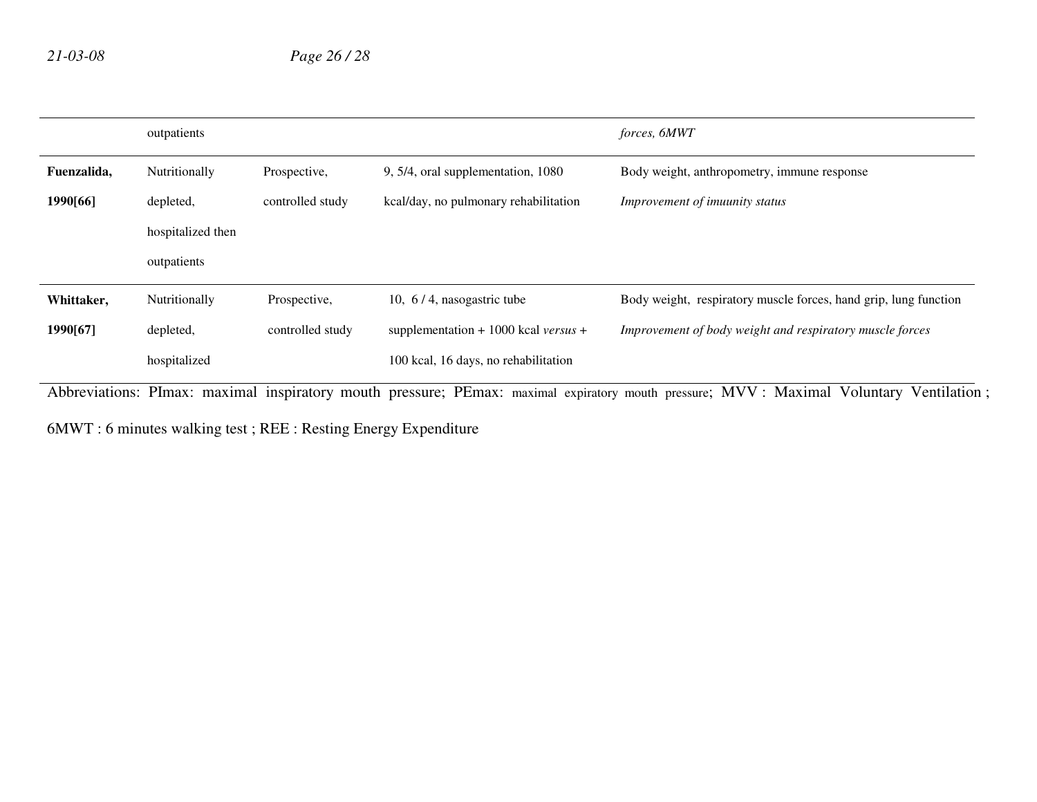|  | outpatients |  |  | *forces, 6MWT* |
|---|---|---|---|---|
| **Fuenzalida, 1990[66]** | Nutritionally depleted, hospitalized then outpatients | Prospective, controlled study | 9, 5/4, oral supplementation, 1080 kcal/day, no pulmonary rehabilitation | Body weight, anthropometry, immune response *Improvement of imuunity status* |
| **Whittaker, 1990[67]** | Nutritionally depleted, hospitalized | Prospective, controlled study | 10, 6 / 4, nasogastric tube supplementation + 1000 kcal *versus* + 100 kcal, 16 days, no rehabilitation | Body weight, respiratory muscle forces, hand grip, lung function *Improvement of body weight and respiratory muscle forces* |

Abbreviations: PImax: maximal inspiratory mouth pressure; PEmax: maximal expiratory mouth pressure; MVV : Maximal Voluntary Ventilation ; 6MWT : 6 minutes walking test ; REE : Resting Energy Expenditure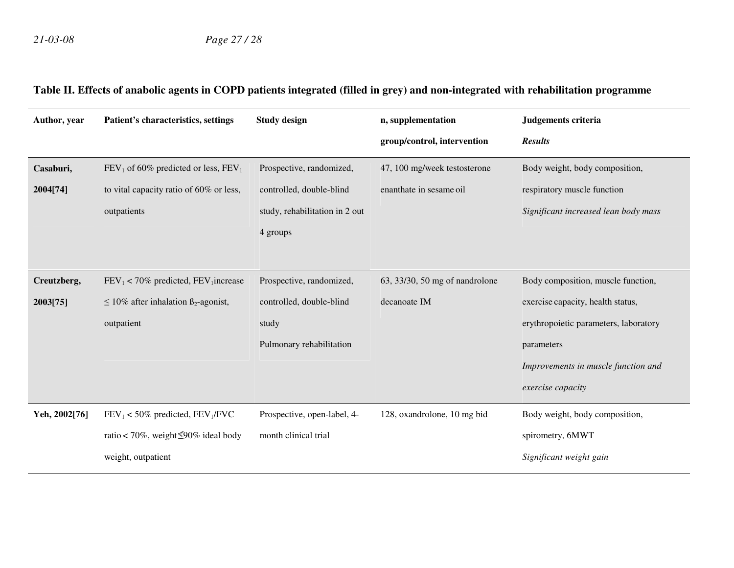**Table II. Effects of anabolic agents in COPD patients integrated (filled in grey) and non-integrated with rehabilitation programme**

| **Author, year** | **Patient's characteristics, settings** | **Study design** | **n, supplementation group/control, intervention** | **Judgements criteria** ***Results*** |
|---|---|---|---|---|
| **Casaburi, 2004[74]** | $FEV_1$ of 60% predicted or less, $FEV_1$ to vital capacity ratio of 60% or less, outpatients | Prospective, randomized, controlled, double-blind study, rehabilitation in 2 out 4 groups | 47, 100 mg/week testosterone enanthate in sesame oil | Body weight, body composition, respiratory muscle function *Significant increased lean body mass* |
| **Creutzberg, 2003[75]** | $FEV_1 < 70\%$ predicted, $FEV_1$increase $\leq 10\%$ after inhalation ß$_2$-agonist, outpatient | Prospective, randomized, controlled, double-blind study Pulmonary rehabilitation | 63, 33/30, 50 mg of nandrolone decanoate IM | Body composition, muscle function, exercise capacity, health status, erythropoietic parameters, laboratory parameters *Improvements in muscle function and exercise capacity* |
| **Yeh, 2002[76]** | $FEV_1 < 50\%$ predicted, $FEV_1/FVC$ ratio $< 70\%$, weight $\leq 90\%$ ideal body weight, outpatient | Prospective, open-label, 4-month clinical trial | 128, oxandrolone, 10 mg bid | Body weight, body composition, spirometry, 6MWT *Significant weight gain* |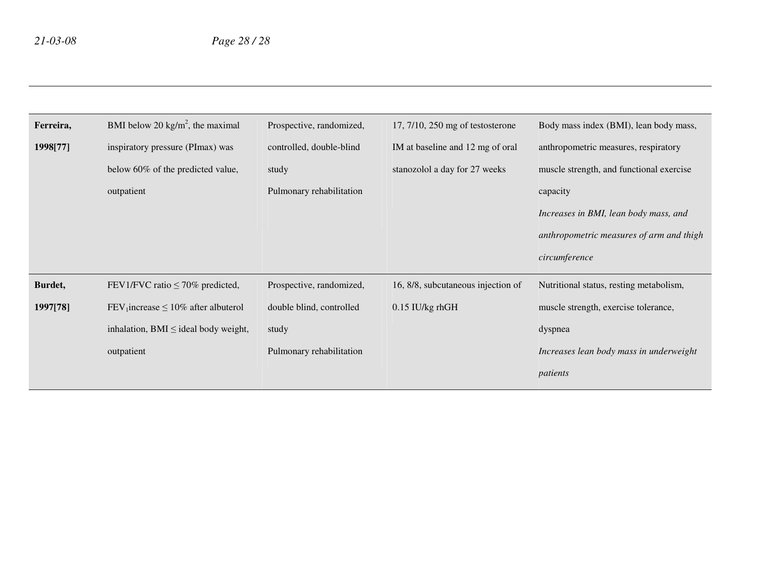| | | | | |
|---|---|---|---|---|
| **Ferreira, 1998[77]** | BMI below 20 kg/m$^2$, the maximal inspiratory pressure (PImax) was below 60% of the predicted value, outpatient | Prospective, randomized, controlled, double-blind study<br>Pulmonary rehabilitation | 17, 7/10, 250 mg of testosterone IM at baseline and 12 mg of oral stanozolol a day for 27 weeks | Body mass index (BMI), lean body mass, anthropometric measures, respiratory muscle strength, and functional exercise capacity<br>*Increases in BMI, lean body mass, and anthropometric measures of arm and thigh circumference* |
| **Burdet, 1997[78]** | FEV1/FVC ratio ≤ 70% predicted, $FEV_1$ increase ≤ 10% after albuterol inhalation, BMI ≤ ideal body weight, outpatient | Prospective, randomized, double blind, controlled study<br>Pulmonary rehabilitation | 16, 8/8, subcutaneous injection of 0.15 IU/kg rhGH | Nutritional status, resting metabolism, muscle strength, exercise tolerance, dyspnea<br>*Increases lean body mass in underweight patients* |